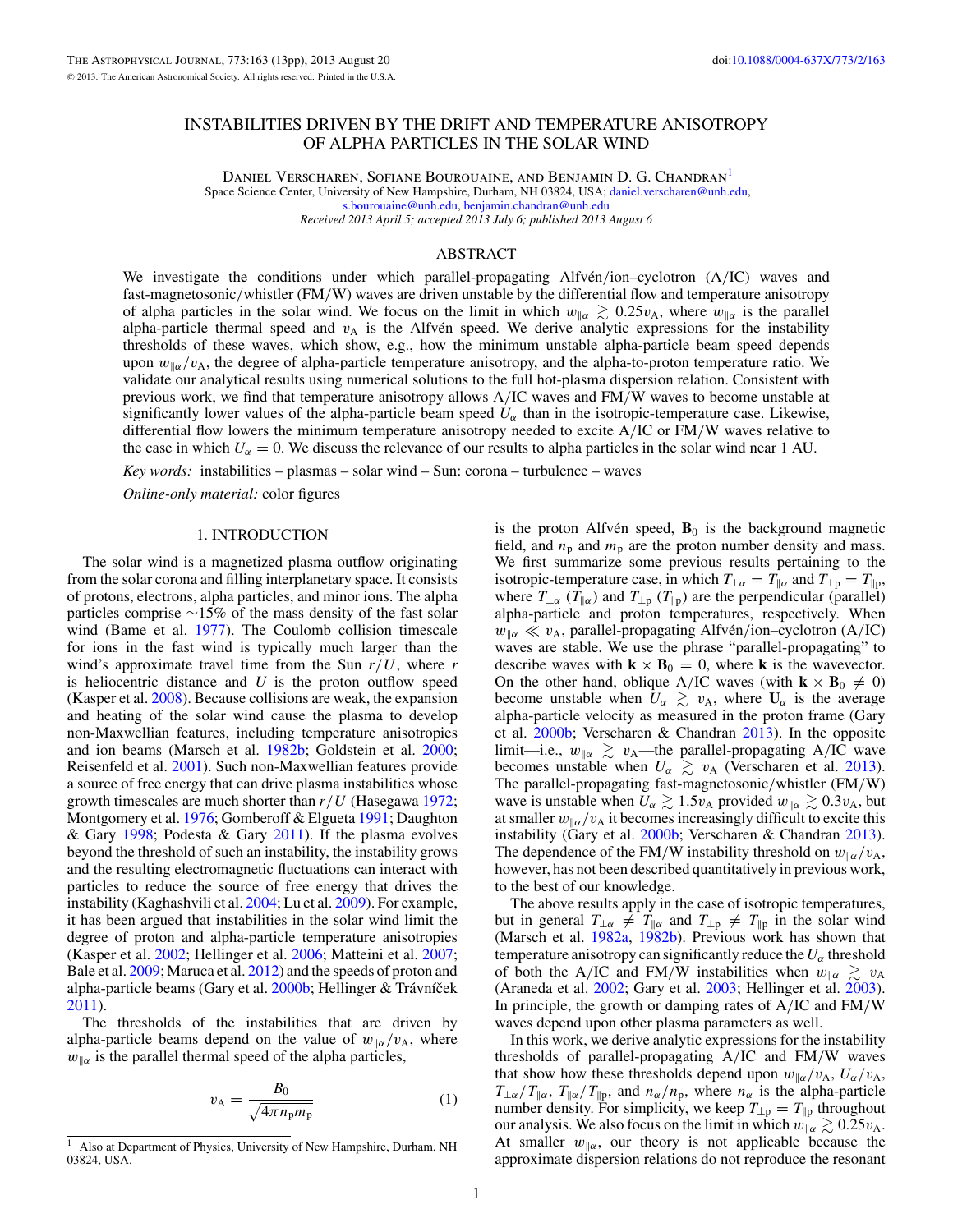# INSTABILITIES DRIVEN BY THE DRIFT AND TEMPERATURE ANISOTROPY OF ALPHA PARTICLES IN THE SOLAR WIND

Daniel Verscharen, Sofiane Bourouaine, and Benjamin D. G. Chandran[1]

Space Science Center, University of New Hampshire, Durham, NH 03824, USA; daniel.verscharen@unh.edu, s.bourouaine@unh.edu, benjamin.chandran@unh.edu

*Received 2013 April 5; accepted 2013 July 6; published 2013 August 6*

## ABSTRACT

We investigate the conditions under which parallel-propagating Alfvén/ion–cyclotron (A/IC) waves and fast-magnetosonic/whistler (FM/W) waves are driven unstable by the differential flow and temperature anisotropy of alpha particles in the solar wind. We focus on the limit in which $w_{\parallel\alpha} \gtrsim 0.25 v_{\rm A}$, where $w_{\parallel\alpha}$ is the parallel alpha-particle thermal speed and $v_{\rm A}$ is the Alfvén speed. We derive analytic expressions for the instability thresholds of these waves, which show, e.g., how the minimum unstable alpha-particle beam speed depends upon $w_{\parallel\alpha}/v_{\rm A}$, the degree of alpha-particle temperature anisotropy, and the alpha-to-proton temperature ratio. We validate our analytical results using numerical solutions to the full hot-plasma dispersion relation. Consistent with previous work, we find that temperature anisotropy allows A/IC waves and FM/W waves to become unstable at significantly lower values of the alpha-particle beam speed $U_\alpha$ than in the isotropic-temperature case. Likewise, differential flow lowers the minimum temperature anisotropy needed to excite A/IC or FM/W waves relative to the case in which $U_\alpha = 0$. We discuss the relevance of our results to alpha particles in the solar wind near 1 AU.

*Key words:* instabilities – plasmas – solar wind – Sun: corona – turbulence – waves

*Online-only material:* color figures

## 1. INTRODUCTION

The solar wind is a magnetized plasma outflow originating from the solar corona and filling interplanetary space. It consists of protons, electrons, alpha particles, and minor ions. The alpha particles comprise ∼15% of the mass density of the fast solar wind (Bame et al. 1977). The Coulomb collision timescale for ions in the fast wind is typically much larger than the wind's approximate travel time from the Sun $r/U$, where $r$ is heliocentric distance and $U$ is the proton outflow speed (Kasper et al. 2008). Because collisions are weak, the expansion and heating of the solar wind cause the plasma to develop non-Maxwellian features, including temperature anisotropies and ion beams (Marsch et al. 1982b; Goldstein et al. 2000; Reisenfeld et al. 2001). Such non-Maxwellian features provide a source of free energy that can drive plasma instabilities whose growth timescales are much shorter than $r/U$ (Hasegawa 1972; Montgomery et al. 1976; Gomberoff & Elgueta 1991; Daughton & Gary 1998; Podesta & Gary 2011). If the plasma evolves beyond the threshold of such an instability, the instability grows and the resulting electromagnetic fluctuations can interact with particles to reduce the source of free energy that drives the instability (Kaghashvili et al. 2004; Lu et al. 2009). For example, it has been argued that instabilities in the solar wind limit the degree of proton and alpha-particle temperature anisotropies (Kasper et al. 2002; Hellinger et al. 2006; Matteini et al. 2007; Bale et al. 2009; Maruca et al. 2012) and the speeds of proton and alpha-particle beams (Gary et al. 2000b; Hellinger & Trávníček 2011).

The thresholds of the instabilities that are driven by alpha-particle beams depend on the value of $w_{\parallel\alpha}/v_{\rm A}$, where $w_{\parallel\alpha}$ is the parallel thermal speed of the alpha particles,

$$v_{\rm A} = \frac{B_0}{\sqrt{4\pi n_{\rm p} m_{\rm p}}} \tag{1}$$

is the proton Alfvén speed, $\mathbf{B}_0$ is the background magnetic field, and $n_{\rm p}$ and $m_{\rm p}$ are the proton number density and mass. We first summarize some previous results pertaining to the isotropic-temperature case, in which $T_{\perp\alpha} = T_{\parallel\alpha}$ and $T_{\perp\rm p} = T_{\parallel\rm p}$, where $T_{\perp\alpha}$ ($T_{\parallel\alpha}$) and $T_{\perp\rm p}$ ($T_{\parallel\rm p}$) are the perpendicular (parallel) alpha-particle and proton temperatures, respectively. When $w_{\parallel\alpha} \ll v_{\rm A}$, parallel-propagating Alfvén/ion–cyclotron (A/IC) waves are stable. We use the phrase "parallel-propagating" to describe waves with $\mathbf{k} \times \mathbf{B}_0 = 0$, where $\mathbf{k}$ is the wavevector. On the other hand, oblique A/IC waves (with $\mathbf{k} \times \mathbf{B}_0 \neq 0$) become unstable when $U_\alpha \gtrsim v_{\rm A}$, where $\mathbf{U}_\alpha$ is the average alpha-particle velocity as measured in the proton frame (Gary et al. 2000b; Verscharen & Chandran 2013). In the opposite limit—i.e., $w_{\parallel\alpha} \gtrsim v_{\rm A}$—the parallel-propagating A/IC wave becomes unstable when $U_\alpha \gtrsim v_{\rm A}$ (Verscharen et al. 2013). The parallel-propagating fast-magnetosonic/whistler (FM/W) wave is unstable when $U_\alpha \gtrsim 1.5 v_{\rm A}$ provided $w_{\parallel\alpha} \gtrsim 0.3 v_{\rm A}$, but at smaller $w_{\parallel\alpha}/v_{\rm A}$ it becomes increasingly difficult to excite this instability (Gary et al. 2000b; Verscharen & Chandran 2013). The dependence of the FM/W instability threshold on $w_{\parallel\alpha}/v_{\rm A}$, however, has not been described quantitatively in previous work, to the best of our knowledge.

The above results apply in the case of isotropic temperatures, but in general $T_{\perp\alpha} \neq T_{\parallel\alpha}$ and $T_{\perp\rm p} \neq T_{\parallel\rm p}$ in the solar wind (Marsch et al. 1982a, 1982b). Previous work has shown that temperature anisotropy can significantly reduce the $U_\alpha$ threshold of both the A/IC and FM/W instabilities when $w_{\parallel\alpha} \gtrsim v_{\rm A}$ (Araneda et al. 2002; Gary et al. 2003; Hellinger et al. 2003). In principle, the growth or damping rates of A/IC and FM/W waves depend upon other plasma parameters as well.

In this work, we derive analytic expressions for the instability thresholds of parallel-propagating A/IC and FM/W waves that show how these thresholds depend upon $w_{\parallel\alpha}/v_{\rm A}$, $U_\alpha/v_{\rm A}$, $T_{\perp\alpha}/T_{\parallel\alpha}$, $T_{\parallel\alpha}/T_{\parallel\rm p}$, and $n_\alpha/n_{\rm p}$, where $n_\alpha$ is the alpha-particle number density. For simplicity, we keep $T_{\perp\rm p} = T_{\parallel\rm p}$ throughout our analysis. We also focus on the limit in which $w_{\parallel\alpha} \gtrsim 0.25 v_{\rm A}$. At smaller $w_{\parallel\alpha}$, our theory is not applicable because the approximate dispersion relations do not reproduce the resonant

---

[1] Also at Department of Physics, University of New Hampshire, Durham, NH 03824, USA.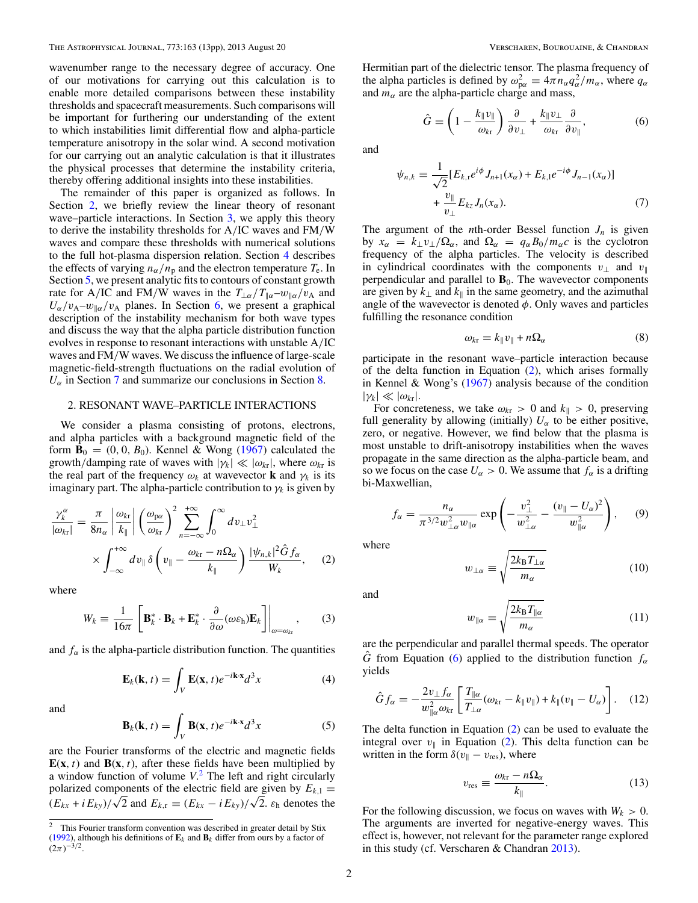wavenumber range to the necessary degree of accuracy. One of our motivations for carrying out this calculation is to enable more detailed comparisons between these instability thresholds and spacecraft measurements. Such comparisons will be important for furthering our understanding of the extent to which instabilities limit differential flow and alpha-particle temperature anisotropy in the solar wind. A second motivation for our carrying out an analytic calculation is that it illustrates the physical processes that determine the instability criteria, thereby offering additional insights into these instabilities.

The remainder of this paper is organized as follows. In Section 2, we briefly review the linear theory of resonant wave–particle interactions. In Section 3, we apply this theory to derive the instability thresholds for A/IC waves and FM/W waves and compare these thresholds with numerical solutions to the full hot-plasma dispersion relation. Section 4 describes the effects of varying $n_\alpha/n_\mathrm{p}$ and the electron temperature $T_\mathrm{e}$. In Section 5, we present analytic fits to contours of constant growth rate for A/IC and FM/W waves in the $T_{\perp\alpha}/T_{\parallel\alpha}$–$w_{\parallel\alpha}/v_\mathrm{A}$ and $U_\alpha/v_\mathrm{A}$–$w_{\parallel\alpha}/v_\mathrm{A}$ planes. In Section 6, we present a graphical description of the instability mechanism for both wave types and discuss the way that the alpha particle distribution function evolves in response to resonant interactions with unstable A/IC waves and FM/W waves. We discuss the influence of large-scale magnetic-field-strength fluctuations on the radial evolution of $U_\alpha$ in Section 7 and summarize our conclusions in Section 8.

## 2. RESONANT WAVE–PARTICLE INTERACTIONS

We consider a plasma consisting of protons, electrons, and alpha particles with a background magnetic field of the form $\mathbf{B}_0 = (0, 0, B_0)$. Kennel & Wong (1967) calculated the growth/damping rate of waves with $|\gamma_k| \ll |\omega_{k\mathrm{r}}|$, where $\omega_{k\mathrm{r}}$ is the real part of the frequency $\omega_k$ at wavevector $\mathbf{k}$ and $\gamma_k$ is its imaginary part. The alpha-particle contribution to $\gamma_k$ is given by

$$\frac{\gamma_k^\alpha}{|\omega_{k\mathrm{r}}|} = \frac{\pi}{8n_\alpha}\left|\frac{\omega_{k\mathrm{r}}}{k_\parallel}\right|\left(\frac{\omega_{\mathrm{p}\alpha}}{\omega_{k\mathrm{r}}}\right)^2 \sum_{n=-\infty}^{+\infty}\int_0^\infty dv_\perp v_\perp^2 \times \int_{-\infty}^{+\infty} dv_\parallel\, \delta\left(v_\parallel - \frac{\omega_{k\mathrm{r}} - n\Omega_\alpha}{k_\parallel}\right)\frac{|\psi_{n,k}|^2 \hat{G} f_\alpha}{W_k}, \quad (2)$$

where

$$W_k \equiv \frac{1}{16\pi}\left[\mathbf{B}_k^* \cdot \mathbf{B}_k + \mathbf{E}_k^* \cdot \frac{\partial}{\partial \omega}(\omega \varepsilon_\mathrm{h})\mathbf{E}_k\right]\Bigg|_{\omega=\omega_{k\mathrm{r}}}, \quad (3)$$

and $f_\alpha$ is the alpha-particle distribution function. The quantities

$$\mathbf{E}_k(\mathbf{k}, t) = \int_V \mathbf{E}(\mathbf{x}, t) e^{-i\mathbf{k}\cdot\mathbf{x}} d^3x \quad (4)$$

and

$$\mathbf{B}_k(\mathbf{k}, t) = \int_V \mathbf{B}(\mathbf{x}, t) e^{-i\mathbf{k}\cdot\mathbf{x}} d^3x \quad (5)$$

are the Fourier transforms of the electric and magnetic fields $\mathbf{E}(\mathbf{x}, t)$ and $\mathbf{B}(\mathbf{x}, t)$, after these fields have been multiplied by a window function of volume $V$.[2] The left and right circularly polarized components of the electric field are given by $E_{k,\mathrm{l}} \equiv (E_{kx} + iE_{ky})/\sqrt{2}$ and $E_{k,\mathrm{r}} \equiv (E_{kx} - iE_{ky})/\sqrt{2}$. $\varepsilon_\mathrm{h}$ denotes the Hermitian part of the dielectric tensor. The plasma frequency of the alpha particles is defined by $\omega_{\mathrm{p}\alpha}^2 \equiv 4\pi n_\alpha q_\alpha^2/m_\alpha$, where $q_\alpha$ and $m_\alpha$ are the alpha-particle charge and mass,

$$\hat{G} \equiv \left(1 - \frac{k_\parallel v_\parallel}{\omega_{k\mathrm{r}}}\right)\frac{\partial}{\partial v_\perp} + \frac{k_\parallel v_\perp}{\omega_{k\mathrm{r}}}\frac{\partial}{\partial v_\parallel}, \quad (6)$$

and

$$\psi_{n,k} \equiv \frac{1}{\sqrt{2}}\left[E_{k,\mathrm{r}} e^{i\phi} J_{n+1}(x_\alpha) + E_{k,\mathrm{l}} e^{-i\phi} J_{n-1}(x_\alpha)\right] + \frac{v_\parallel}{v_\perp} E_{kz} J_n(x_\alpha). \quad (7)$$

The argument of the $n$th-order Bessel function $J_n$ is given by $x_\alpha = k_\perp v_\perp/\Omega_\alpha$, and $\Omega_\alpha = q_\alpha B_0/m_\alpha c$ is the cyclotron frequency of the alpha particles. The velocity is described in cylindrical coordinates with the components $v_\perp$ and $v_\parallel$ perpendicular and parallel to $\mathbf{B}_0$. The wavevector components are given by $k_\perp$ and $k_\parallel$ in the same geometry, and the azimuthal angle of the wavevector is denoted $\phi$. Only waves and particles fulfilling the resonance condition

$$\omega_{k\mathrm{r}} = k_\parallel v_\parallel + n\Omega_\alpha \quad (8)$$

participate in the resonant wave–particle interaction because of the delta function in Equation (2), which arises formally in Kennel & Wong's (1967) analysis because of the condition $|\gamma_k| \ll |\omega_{k\mathrm{r}}|$.

For concreteness, we take $\omega_{k\mathrm{r}} > 0$ and $k_\parallel > 0$, preserving full generality by allowing (initially) $U_\alpha$ to be either positive, zero, or negative. However, we find below that the plasma is most unstable to drift-anisotropy instabilities when the waves propagate in the same direction as the alpha-particle beam, and so we focus on the case $U_\alpha > 0$. We assume that $f_\alpha$ is a drifting bi-Maxwellian,

$$f_\alpha = \frac{n_\alpha}{\pi^{3/2} w_{\perp\alpha}^2 w_{\parallel\alpha}} \exp\left(-\frac{v_\perp^2}{w_{\perp\alpha}^2} - \frac{(v_\parallel - U_\alpha)^2}{w_{\parallel\alpha}^2}\right), \quad (9)$$

where

$$w_{\perp\alpha} \equiv \sqrt{\frac{2k_\mathrm{B} T_{\perp\alpha}}{m_\alpha}} \quad (10)$$

and

$$w_{\parallel\alpha} \equiv \sqrt{\frac{2k_\mathrm{B} T_{\parallel\alpha}}{m_\alpha}} \quad (11)$$

are the perpendicular and parallel thermal speeds. The operator $\hat{G}$ from Equation (6) applied to the distribution function $f_\alpha$ yields

$$\hat{G} f_\alpha = -\frac{2v_\perp f_\alpha}{w_{\parallel\alpha}^2 \omega_{k\mathrm{r}}}\left[\frac{T_{\parallel\alpha}}{T_{\perp\alpha}}(\omega_{k\mathrm{r}} - k_\parallel v_\parallel) + k_\parallel(v_\parallel - U_\alpha)\right]. \quad (12)$$

The delta function in Equation (2) can be used to evaluate the integral over $v_\parallel$ in Equation (2). This delta function can be written in the form $\delta(v_\parallel - v_\mathrm{res})$, where

$$v_\mathrm{res} \equiv \frac{\omega_{k\mathrm{r}} - n\Omega_\alpha}{k_\parallel}. \quad (13)$$

For the following discussion, we focus on waves with $W_k > 0$. The arguments are inverted for negative-energy waves. This effect is, however, not relevant for the parameter range explored in this study (cf. Verscharen & Chandran 2013).

[2] This Fourier transform convention was described in greater detail by Stix (1992), although his definitions of $\mathbf{E}_k$ and $\mathbf{B}_k$ differ from ours by a factor of $(2\pi)^{-3/2}$.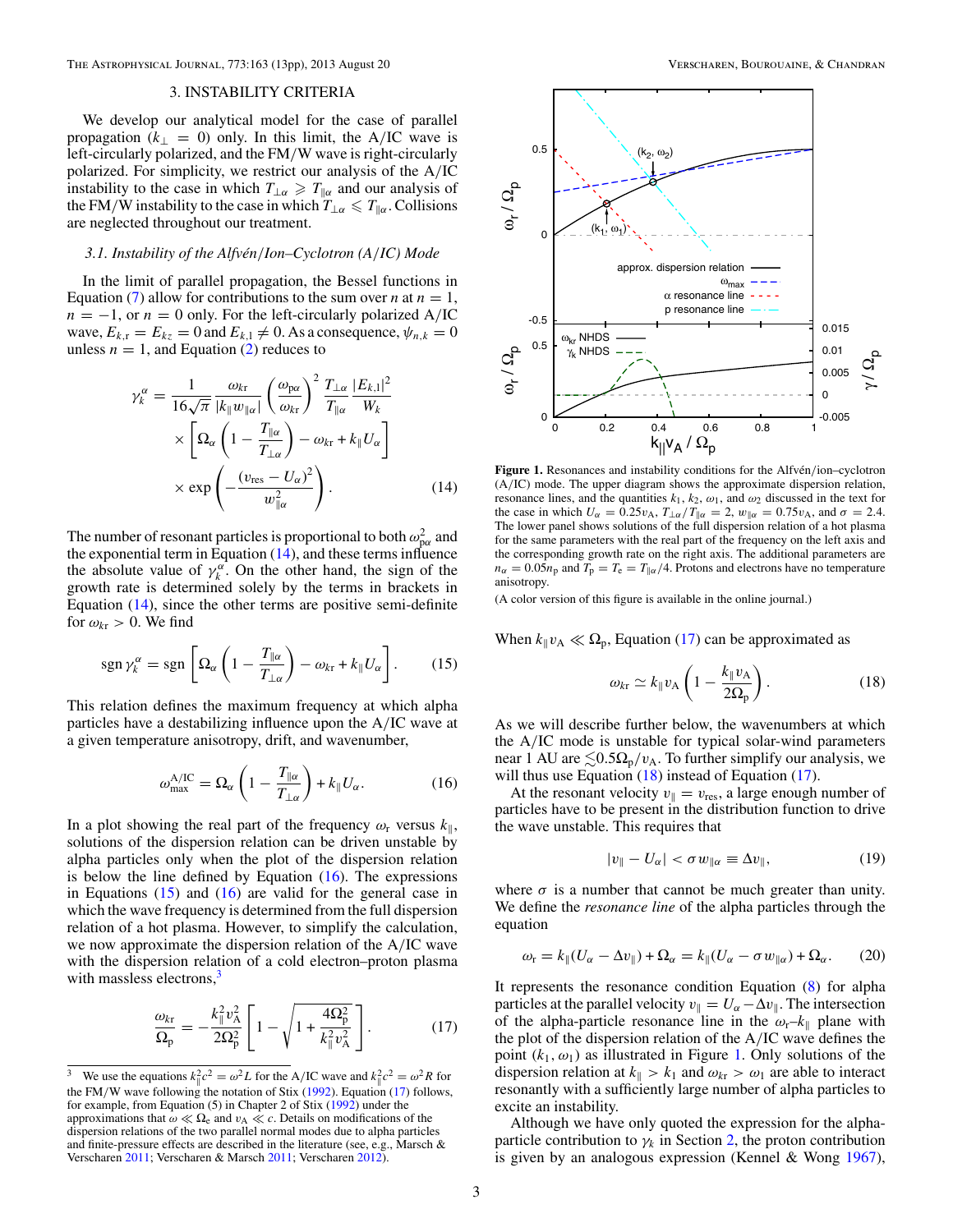## 3. INSTABILITY CRITERIA

We develop our analytical model for the case of parallel propagation ($k_\perp = 0$) only. In this limit, the A/IC wave is left-circularly polarized, and the FM/W wave is right-circularly polarized. For simplicity, we restrict our analysis of the A/IC instability to the case in which $T_{\perp\alpha} \geqslant T_{\parallel\alpha}$ and our analysis of the FM/W instability to the case in which $T_{\perp\alpha} \leqslant T_{\parallel\alpha}$. Collisions are neglected throughout our treatment.

### 3.1. Instability of the Alfvén/Ion–Cyclotron (A/IC) Mode

In the limit of parallel propagation, the Bessel functions in Equation (7) allow for contributions to the sum over $n$ at $n = 1$, $n = -1$, or $n = 0$ only. For the left-circularly polarized A/IC wave, $E_{k,\mathrm{r}} = E_{kz} = 0$ and $E_{k,\mathrm{l}} \neq 0$. As a consequence, $\psi_{n,k} = 0$ unless $n = 1$, and Equation (2) reduces to

$$\gamma_k^\alpha = \frac{1}{16\sqrt{\pi}} \frac{\omega_{k\mathrm{r}}}{|k_\parallel w_{\parallel\alpha}|} \left(\frac{\omega_{\mathrm{p}\alpha}}{\omega_{k\mathrm{r}}}\right)^2 \frac{T_{\perp\alpha}}{T_{\parallel\alpha}} \frac{|E_{k,\mathrm{l}}|^2}{W_k} \times \left[\Omega_\alpha \left(1 - \frac{T_{\parallel\alpha}}{T_{\perp\alpha}}\right) - \omega_{k\mathrm{r}} + k_\parallel U_\alpha\right] \times \exp\left(-\frac{(v_{\mathrm{res}} - U_\alpha)^2}{w_{\parallel\alpha}^2}\right). \tag{14}$$

The number of resonant particles is proportional to both $\omega_{\mathrm{p}\alpha}^2$ and the exponential term in Equation (14), and these terms influence the absolute value of $\gamma_k^\alpha$. On the other hand, the sign of the growth rate is determined solely by the terms in brackets in Equation (14), since the other terms are positive semi-definite for $\omega_{k\mathrm{r}} > 0$. We find

$$\operatorname{sgn} \gamma_k^\alpha = \operatorname{sgn} \left[\Omega_\alpha \left(1 - \frac{T_{\parallel\alpha}}{T_{\perp\alpha}}\right) - \omega_{k\mathrm{r}} + k_\parallel U_\alpha\right]. \tag{15}$$

This relation defines the maximum frequency at which alpha particles have a destabilizing influence upon the A/IC wave at a given temperature anisotropy, drift, and wavenumber,

$$\omega_{\max}^{\mathrm{A/IC}} = \Omega_\alpha \left(1 - \frac{T_{\parallel\alpha}}{T_{\perp\alpha}}\right) + k_\parallel U_\alpha. \tag{16}$$

In a plot showing the real part of the frequency $\omega_\mathrm{r}$ versus $k_\parallel$, solutions of the dispersion relation can be driven unstable by alpha particles only when the plot of the dispersion relation is below the line defined by Equation (16). The expressions in Equations (15) and (16) are valid for the general case in which the wave frequency is determined from the full dispersion relation of a hot plasma. However, to simplify the calculation, we now approximate the dispersion relation of the A/IC wave with the dispersion relation of a cold electron–proton plasma with massless electrons,[3]

$$\frac{\omega_{k\mathrm{r}}}{\Omega_\mathrm{p}} = -\frac{k_\parallel^2 v_\mathrm{A}^2}{2\Omega_\mathrm{p}^2} \left[1 - \sqrt{1 + \frac{4\Omega_\mathrm{p}^2}{k_\parallel^2 v_\mathrm{A}^2}}\right]. \tag{17}$$

[3] We use the equations $k_\parallel^2 c^2 = \omega^2 L$ for the A/IC wave and $k_\parallel^2 c^2 = \omega^2 R$ for the FM/W wave following the notation of Stix (1992). Equation (17) follows, for example, from Equation (5) in Chapter 2 of Stix (1992) under the approximations that $\omega \ll \Omega_\mathrm{e}$ and $v_\mathrm{A} \ll c$. Details on modifications of the dispersion relations of the two parallel normal modes due to alpha particles and finite-pressure effects are described in the literature (see, e.g., Marsch & Verscharen 2011; Verscharen & Marsch 2011; Verscharen 2012).

**Figure 1.** Resonances and instability conditions for the Alfvén/ion–cyclotron (A/IC) mode. The upper diagram shows the approximate dispersion relation, resonance lines, and the quantities $k_1$, $k_2$, $\omega_1$, and $\omega_2$ discussed in the text for the case in which $U_\alpha = 0.25 v_\mathrm{A}$, $T_{\perp\alpha}/T_{\parallel\alpha} = 2$, $w_{\parallel\alpha} = 0.75 v_\mathrm{A}$, and $\sigma = 2.4$. The lower panel shows solutions of the full dispersion relation of a hot plasma for the same parameters with the real part of the frequency on the left axis and the corresponding growth rate on the right axis. The additional parameters are $n_\alpha = 0.05 n_\mathrm{p}$ and $T_\mathrm{p} = T_\mathrm{e} = T_{\parallel\alpha}/4$. Protons and electrons have no temperature anisotropy.

(A color version of this figure is available in the online journal.)

When $k_\parallel v_\mathrm{A} \ll \Omega_\mathrm{p}$, Equation (17) can be approximated as

$$\omega_{k\mathrm{r}} \simeq k_\parallel v_\mathrm{A} \left(1 - \frac{k_\parallel v_\mathrm{A}}{2\Omega_\mathrm{p}}\right). \tag{18}$$

As we will describe further below, the wavenumbers at which the A/IC mode is unstable for typical solar-wind parameters near 1 AU are $\lesssim 0.5\Omega_\mathrm{p}/v_\mathrm{A}$. To further simplify our analysis, we will thus use Equation (18) instead of Equation (17).

At the resonant velocity $v_\parallel = v_{\mathrm{res}}$, a large enough number of particles have to be present in the distribution function to drive the wave unstable. This requires that

$$|v_\parallel - U_\alpha| < \sigma w_{\parallel\alpha} \equiv \Delta v_\parallel, \tag{19}$$

where $\sigma$ is a number that cannot be much greater than unity. We define the *resonance line* of the alpha particles through the equation

$$\omega_\mathrm{r} = k_\parallel (U_\alpha - \Delta v_\parallel) + \Omega_\alpha = k_\parallel (U_\alpha - \sigma w_{\parallel\alpha}) + \Omega_\alpha. \tag{20}$$

It represents the resonance condition Equation (8) for alpha particles at the parallel velocity $v_\parallel = U_\alpha - \Delta v_\parallel$. The intersection of the alpha-particle resonance line in the $\omega_\mathrm{r}$–$k_\parallel$ plane with the plot of the dispersion relation of the A/IC wave defines the point $(k_1, \omega_1)$ as illustrated in Figure 1. Only solutions of the dispersion relation at $k_\parallel > k_1$ and $\omega_{k\mathrm{r}} > \omega_1$ are able to interact resonantly with a sufficiently large number of alpha particles to excite an instability.

Although we have only quoted the expression for the alpha-particle contribution to $\gamma_k$ in Section 2, the proton contribution is given by an analogous expression (Kennel & Wong 1967),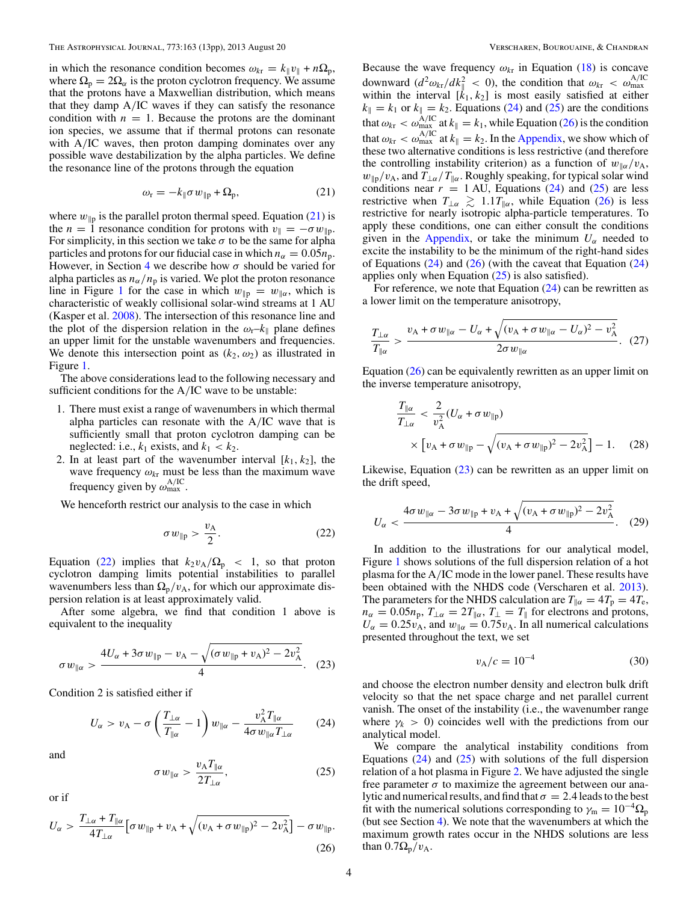in which the resonance condition becomes $\omega_{kr} = k_\parallel v_\parallel + n\Omega_{\rm p}$, where $\Omega_{\rm p} = 2\Omega_\alpha$ is the proton cyclotron frequency. We assume that the protons have a Maxwellian distribution, which means that they damp A/IC waves if they can satisfy the resonance condition with $n = 1$. Because the protons are the dominant ion species, we assume that if thermal protons can resonate with A/IC waves, then proton damping dominates over any possible wave destabilization by the alpha particles. We define the resonance line of the protons through the equation

$$\omega_{\rm r} = -k_\parallel \sigma w_{\parallel \rm p} + \Omega_{\rm p}, \tag{21}$$

where $w_{\parallel \rm p}$ is the parallel proton thermal speed. Equation (21) is the $n = 1$ resonance condition for protons with $v_\parallel = -\sigma w_{\parallel \rm p}$. For simplicity, in this section we take $\sigma$ to be the same for alpha particles and protons for our fiducial case in which $n_\alpha = 0.05 n_{\rm p}$. However, in Section 4 we describe how $\sigma$ should be varied for alpha particles as $n_\alpha/n_{\rm p}$ is varied. We plot the proton resonance line in Figure 1 for the case in which $w_{\parallel \rm p} = w_{\parallel \alpha}$, which is characteristic of weakly collisional solar-wind streams at 1 AU (Kasper et al. 2008). The intersection of this resonance line and the plot of the dispersion relation in the $\omega_{\rm r}$–$k_\parallel$ plane defines an upper limit for the unstable wavenumbers and frequencies. We denote this intersection point as $(k_2, \omega_2)$ as illustrated in Figure 1.

The above considerations lead to the following necessary and sufficient conditions for the A/IC wave to be unstable:

1. There must exist a range of wavenumbers in which thermal alpha particles can resonate with the A/IC wave that is sufficiently small that proton cyclotron damping can be neglected: i.e., $k_1$ exists, and $k_1 < k_2$.
2. In at least part of the wavenumber interval $[k_1, k_2]$, the wave frequency $\omega_{kr}$ must be less than the maximum wave frequency given by $\omega_{\rm max}^{\rm A/IC}$.

We henceforth restrict our analysis to the case in which

$$\sigma w_{\parallel \rm p} > \frac{v_{\rm A}}{2}. \tag{22}$$

Equation (22) implies that $k_2 v_{\rm A}/\Omega_{\rm p} < 1$, so that proton cyclotron damping limits potential instabilities to parallel wavenumbers less than $\Omega_{\rm p}/v_{\rm A}$, for which our approximate dispersion relation is at least approximately valid.

After some algebra, we find that condition 1 above is equivalent to the inequality

$$\sigma w_{\parallel \alpha} > \frac{4U_\alpha + 3\sigma w_{\parallel \rm p} - v_{\rm A} - \sqrt{(\sigma w_{\parallel \rm p} + v_{\rm A})^2 - 2v_{\rm A}^2}}{4}. \tag{23}$$

Condition 2 is satisfied either if

$$U_\alpha > v_{\rm A} - \sigma \left( \frac{T_{\perp \alpha}}{T_{\parallel \alpha}} - 1 \right) w_{\parallel \alpha} - \frac{v_{\rm A}^2 T_{\parallel \alpha}}{4\sigma w_{\parallel \alpha} T_{\perp \alpha}} \tag{24}$$

and

$$\sigma w_{\parallel \alpha} > \frac{v_{\rm A} T_{\parallel \alpha}}{2T_{\perp \alpha}}, \tag{25}$$

or if

$$U_\alpha > \frac{T_{\perp \alpha} + T_{\parallel \alpha}}{4T_{\perp \alpha}} \left[ \sigma w_{\parallel \rm p} + v_{\rm A} + \sqrt{(v_{\rm A} + \sigma w_{\parallel \rm p})^2 - 2v_{\rm A}^2} \right] - \sigma w_{\parallel \rm p}. \tag{26}$$

Because the wave frequency $\omega_{kr}$ in Equation (18) is concave downward ($d^2\omega_{kr}/dk_\parallel^2 < 0$), the condition that $\omega_{kr} < \omega_{\rm max}^{\rm A/IC}$ within the interval $[k_1, k_2]$ is most easily satisfied at either $k_\parallel = k_1$ or $k_\parallel = k_2$. Equations (24) and (25) are the conditions that $\omega_{kr} < \omega_{\rm max}^{\rm A/IC}$ at $k_\parallel = k_1$, while Equation (26) is the condition that $\omega_{kr} < \omega_{\rm max}^{\rm A/IC}$ at $k_\parallel = k_2$. In the Appendix, we show which of these two alternative conditions is less restrictive (and therefore the controlling instability criterion) as a function of $w_{\parallel \alpha}/v_{\rm A}$, $w_{\parallel \rm p}/v_{\rm A}$, and $T_{\perp \alpha}/T_{\parallel \alpha}$. Roughly speaking, for typical solar wind conditions near $r = 1$ AU, Equations (24) and (25) are less restrictive when $T_{\perp \alpha} \gtrsim 1.1 T_{\parallel \alpha}$, while Equation (26) is less restrictive for nearly isotropic alpha-particle temperatures. To apply these conditions, one can either consult the conditions given in the Appendix, or take the minimum $U_\alpha$ needed to excite the instability to be the minimum of the right-hand sides of Equations (24) and (26) (with the caveat that Equation (24) applies only when Equation (25) is also satisfied).

For reference, we note that Equation (24) can be rewritten as a lower limit on the temperature anisotropy,

$$\frac{T_{\perp \alpha}}{T_{\parallel \alpha}} > \frac{v_{\rm A} + \sigma w_{\parallel \alpha} - U_\alpha + \sqrt{(v_{\rm A} + \sigma w_{\parallel \alpha} - U_\alpha)^2 - v_{\rm A}^2}}{2\sigma w_{\parallel \alpha}}. \tag{27}$$

Equation (26) can be equivalently rewritten as an upper limit on the inverse temperature anisotropy,

$$\frac{T_{\parallel \alpha}}{T_{\perp \alpha}} < \frac{2}{v_{\rm A}^2}(U_\alpha + \sigma w_{\parallel \rm p}) \times \left[ v_{\rm A} + \sigma w_{\parallel \rm p} - \sqrt{(v_{\rm A} + \sigma w_{\parallel \rm p})^2 - 2v_{\rm A}^2} \right] - 1. \tag{28}$$

Likewise, Equation (23) can be rewritten as an upper limit on the drift speed,

$$U_\alpha < \frac{4\sigma w_{\parallel \alpha} - 3\sigma w_{\parallel \rm p} + v_{\rm A} + \sqrt{(v_{\rm A} + \sigma w_{\parallel \rm p})^2 - 2v_{\rm A}^2}}{4}. \tag{29}$$

In addition to the illustrations for our analytical model, Figure 1 shows solutions of the full dispersion relation of a hot plasma for the A/IC mode in the lower panel. These results have been obtained with the NHDS code (Verscharen et al. 2013). The parameters for the NHDS calculation are $T_{\parallel \alpha} = 4T_{\rm p} = 4T_{\rm e}$, $n_\alpha = 0.05 n_{\rm p}$, $T_{\perp \alpha} = 2T_{\parallel \alpha}$, $T_\perp = T_\parallel$ for electrons and protons, $U_\alpha = 0.25 v_{\rm A}$, and $w_{\parallel \alpha} = 0.75 v_{\rm A}$. In all numerical calculations presented throughout the text, we set

$$v_{\rm A}/c = 10^{-4} \tag{30}$$

and choose the electron number density and electron bulk drift velocity so that the net space charge and net parallel current vanish. The onset of the instability (i.e., the wavenumber range where $\gamma_k > 0$) coincides well with the predictions from our analytical model.

We compare the analytical instability conditions from Equations (24) and (25) with solutions of the full dispersion relation of a hot plasma in Figure 2. We have adjusted the single free parameter $\sigma$ to maximize the agreement between our analytical and numerical results, and find that $\sigma = 2.4$ leads to the best fit with the numerical solutions corresponding to $\gamma_{\rm m} = 10^{-4}\Omega_{\rm p}$ (but see Section 4). We note that the wavenumbers at which the maximum growth rates occur in the NHDS solutions are less than $0.7\Omega_{\rm p}/v_{\rm A}$.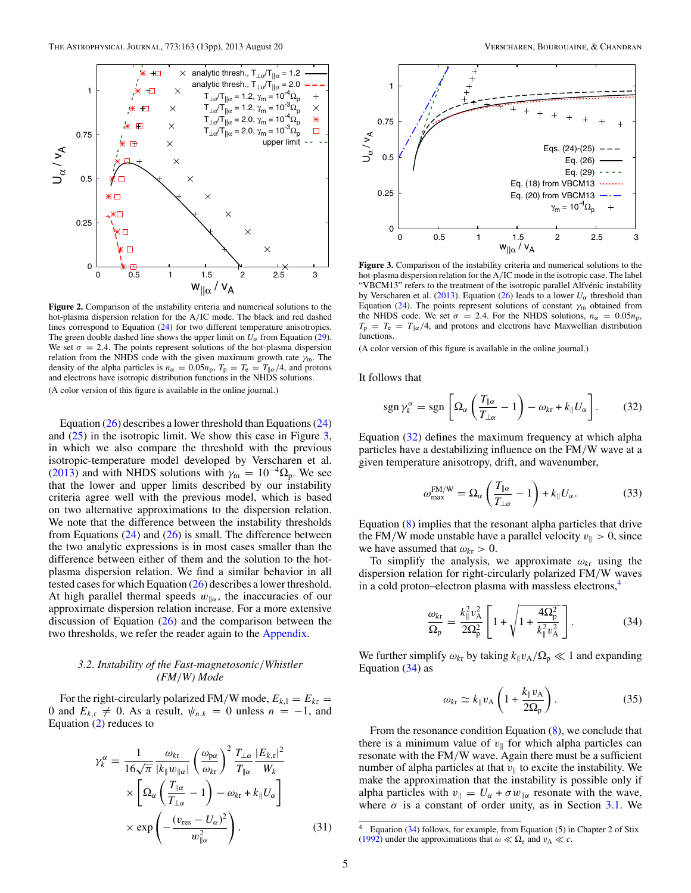**Figure 2.** Comparison of the instability criteria and numerical solutions to the hot-plasma dispersion relation for the A/IC mode. The black and red dashed lines correspond to Equation (24) for two different temperature anisotropies. The green double dashed line shows the upper limit on $U_\alpha$ from Equation (29). We set $\sigma = 2.4$. The points represent solutions of the hot-plasma dispersion relation from the NHDS code with the given maximum growth rate $\gamma_\mathrm{m}$. The density of the alpha particles is $n_\alpha = 0.05 n_\mathrm{p}$, $T_\mathrm{p} = T_\mathrm{e} = T_{\parallel\alpha}/4$, and protons and electrons have isotropic distribution functions in the NHDS solutions.

(A color version of this figure is available in the online journal.)

**Figure 3.** Comparison of the instability criteria and numerical solutions to the hot-plasma dispersion relation for the A/IC mode in the isotropic case. The label "VBCM13" refers to the treatment of the isotropic parallel Alfvénic instability by Verscharen et al. (2013). Equation (26) leads to a lower $U_\alpha$ threshold than Equation (24). The points represent solutions of constant $\gamma_\mathrm{m}$ obtained from the NHDS code. We set $\sigma = 2.4$. For the NHDS solutions, $n_\alpha = 0.05 n_\mathrm{p}$, $T_\mathrm{p} = T_\mathrm{e} = T_{\parallel\alpha}/4$, and protons and electrons have Maxwellian distribution functions.

(A color version of this figure is available in the online journal.)

Equation (26) describes a lower threshold than Equations (24) and (25) in the isotropic limit. We show this case in Figure 3, in which we also compare the threshold with the previous isotropic-temperature model developed by Verscharen et al. (2013) and with NHDS solutions with $\gamma_\mathrm{m} = 10^{-4}\Omega_\mathrm{p}$. We see that the lower and upper limits described by our instability criteria agree well with the previous model, which is based on two alternative approximations to the dispersion relation. We note that the difference between the instability thresholds from Equations (24) and (26) is small. The difference between the two analytic expressions is in most cases smaller than the difference between either of them and the solution to the hot-plasma dispersion relation. We find a similar behavior in all tested cases for which Equation (26) describes a lower threshold. At high parallel thermal speeds $w_{\parallel\alpha}$, the inaccuracies of our approximate dispersion relation increase. For a more extensive discussion of Equation (26) and the comparison between the two thresholds, we refer the reader again to the Appendix.

### 3.2. Instability of the Fast-magnetosonic/Whistler (FM/W) Mode

For the right-circularly polarized FM/W mode, $E_{k,\mathrm{l}} = E_{kz} = 0$ and $E_{k,\mathrm{r}} \neq 0$. As a result, $\psi_{n,k} = 0$ unless $n = -1$, and Equation (2) reduces to

$$\gamma_k^\alpha = \frac{1}{16\sqrt{\pi}} \frac{\omega_{k\mathrm{r}}}{|k_\parallel w_{\parallel\alpha}|} \left(\frac{\omega_{\mathrm{p}\alpha}}{\omega_{k\mathrm{r}}}\right)^2 \frac{T_{\perp\alpha}}{T_{\parallel\alpha}} \frac{|E_{k,\mathrm{r}}|^2}{W_k} \times \left[\Omega_\alpha\left(\frac{T_{\parallel\alpha}}{T_{\perp\alpha}} - 1\right) - \omega_{k\mathrm{r}} + k_\parallel U_\alpha\right] \times \exp\left(-\frac{(v_\mathrm{res} - U_\alpha)^2}{w_{\parallel\alpha}^2}\right). \quad (31)$$

It follows that

$$\operatorname{sgn}\gamma_k^\alpha = \operatorname{sgn}\left[\Omega_\alpha\left(\frac{T_{\parallel\alpha}}{T_{\perp\alpha}} - 1\right) - \omega_{k\mathrm{r}} + k_\parallel U_\alpha\right]. \quad (32)$$

Equation (32) defines the maximum frequency at which alpha particles have a destabilizing influence on the FM/W wave at a given temperature anisotropy, drift, and wavenumber,

$$\omega_\mathrm{max}^\mathrm{FM/W} = \Omega_\alpha\left(\frac{T_{\parallel\alpha}}{T_{\perp\alpha}} - 1\right) + k_\parallel U_\alpha. \quad (33)$$

Equation (8) implies that the resonant alpha particles that drive the FM/W mode unstable have a parallel velocity $v_\parallel > 0$, since we have assumed that $\omega_{k\mathrm{r}} > 0$.

To simplify the analysis, we approximate $\omega_{k\mathrm{r}}$ using the dispersion relation for right-circularly polarized FM/W waves in a cold proton–electron plasma with massless electrons,[4]

$$\frac{\omega_{k\mathrm{r}}}{\Omega_\mathrm{p}} = \frac{k_\parallel^2 v_\mathrm{A}^2}{2\Omega_\mathrm{p}^2}\left[1 + \sqrt{1 + \frac{4\Omega_\mathrm{p}^2}{k_\parallel^2 v_\mathrm{A}^2}}\right]. \quad (34)$$

We further simplify $\omega_{k\mathrm{r}}$ by taking $k_\parallel v_\mathrm{A}/\Omega_\mathrm{p} \ll 1$ and expanding Equation (34) as

$$\omega_{k\mathrm{r}} \simeq k_\parallel v_\mathrm{A}\left(1 + \frac{k_\parallel v_\mathrm{A}}{2\Omega_\mathrm{p}}\right). \quad (35)$$

From the resonance condition Equation (8), we conclude that there is a minimum value of $v_\parallel$ for which alpha particles can resonate with the FM/W wave. Again there must be a sufficient number of alpha particles at that $v_\parallel$ to excite the instability. We make the approximation that the instability is possible only if alpha particles with $v_\parallel = U_\alpha + \sigma w_{\parallel\alpha}$ resonate with the wave, where $\sigma$ is a constant of order unity, as in Section 3.1. We

[4] Equation (34) follows, for example, from Equation (5) in Chapter 2 of Stix (1992) under the approximations that $\omega \ll \Omega_\mathrm{e}$ and $v_\mathrm{A} \ll c$.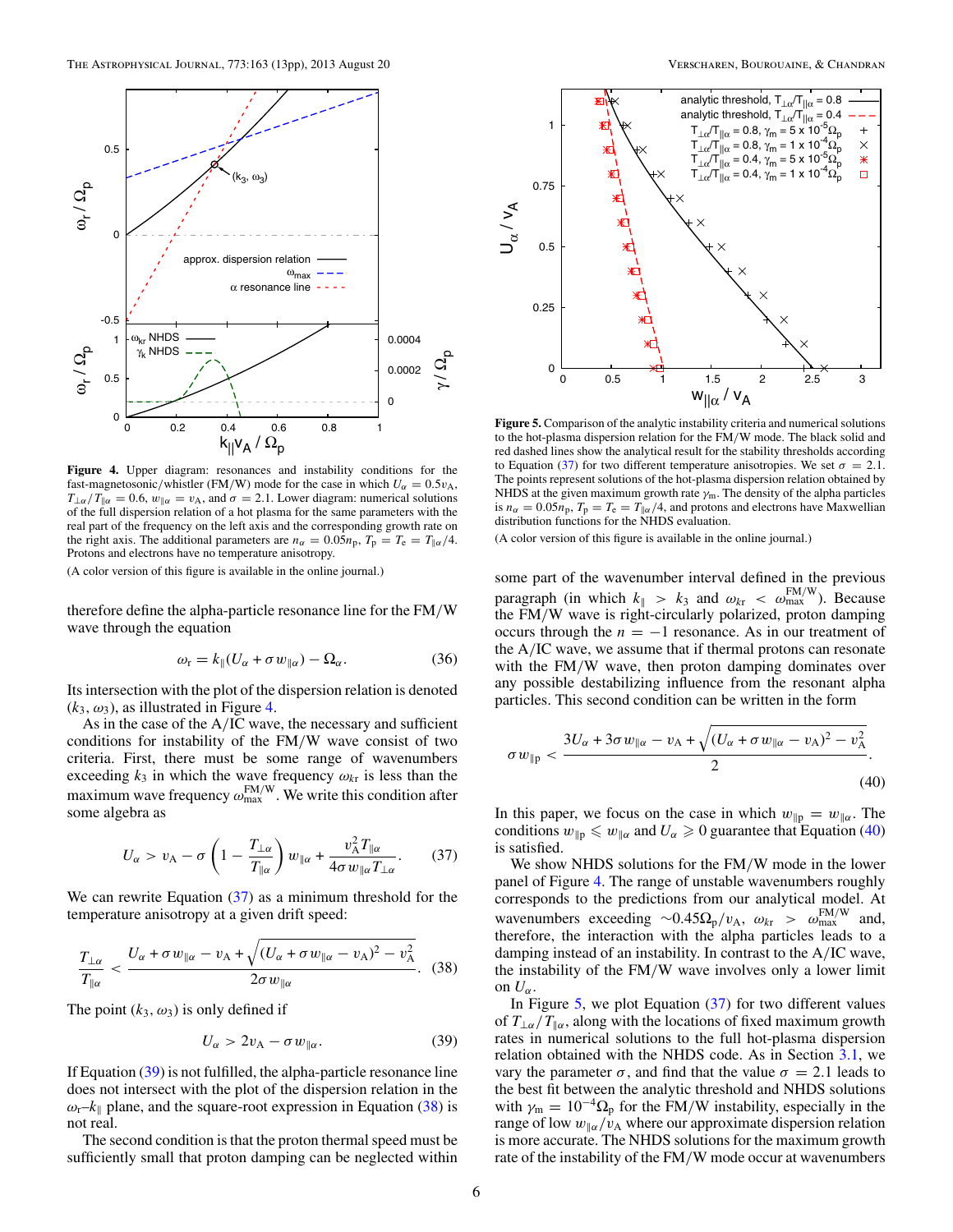**Figure 4.** Upper diagram: resonances and instability conditions for the fast-magnetosonic/whistler (FM/W) mode for the case in which $U_\alpha = 0.5v_A$, $T_{\perp\alpha}/T_{\|\alpha} = 0.6$, $w_{\|\alpha} = v_A$, and $\sigma = 2.1$. Lower diagram: numerical solutions of the full dispersion relation of a hot plasma for the same parameters with the real part of the frequency on the left axis and the corresponding growth rate on the right axis. The additional parameters are $n_\alpha = 0.05n_p$, $T_p = T_e = T_{\|\alpha}/4$. Protons and electrons have no temperature anisotropy.

(A color version of this figure is available in the online journal.)

therefore define the alpha-particle resonance line for the FM/W wave through the equation

$$\omega_r = k_\|(U_\alpha + \sigma w_{\|\alpha}) - \Omega_\alpha. \tag{36}$$

Its intersection with the plot of the dispersion relation is denoted $(k_3, \omega_3)$, as illustrated in Figure 4.

As in the case of the A/IC wave, the necessary and sufficient conditions for instability of the FM/W wave consist of two criteria. First, there must be some range of wavenumbers exceeding $k_3$ in which the wave frequency $\omega_{kr}$ is less than the maximum wave frequency $\omega_{\max}^{\mathrm{FM/W}}$. We write this condition after some algebra as

$$U_\alpha > v_A - \sigma\left(1 - \frac{T_{\perp\alpha}}{T_{\|\alpha}}\right) w_{\|\alpha} + \frac{v_A^2 T_{\|\alpha}}{4\sigma w_{\|\alpha} T_{\perp\alpha}}. \tag{37}$$

We can rewrite Equation (37) as a minimum threshold for the temperature anisotropy at a given drift speed:

$$\frac{T_{\perp\alpha}}{T_{\|\alpha}} < \frac{U_\alpha + \sigma w_{\|\alpha} - v_A + \sqrt{(U_\alpha + \sigma w_{\|\alpha} - v_A)^2 - v_A^2}}{2\sigma w_{\|\alpha}}. \tag{38}$$

The point $(k_3, \omega_3)$ is only defined if

$$U_\alpha > 2v_A - \sigma w_{\|\alpha}. \tag{39}$$

If Equation (39) is not fulfilled, the alpha-particle resonance line does not intersect with the plot of the dispersion relation in the $\omega_r$–$k_\|$ plane, and the square-root expression in Equation (38) is not real.

The second condition is that the proton thermal speed must be sufficiently small that proton damping can be neglected within some part of the wavenumber interval defined in the previous paragraph (in which $k_\| > k_3$ and $\omega_{kr} < \omega_{\max}^{\mathrm{FM/W}}$). Because the FM/W wave is right-circularly polarized, proton damping occurs through the $n = -1$ resonance. As in our treatment of the A/IC wave, we assume that if thermal protons can resonate with the FM/W wave, then proton damping dominates over any possible destabilizing influence from the resonant alpha particles. This second condition can be written in the form

$$\sigma w_{\|p} < \frac{3U_\alpha + 3\sigma w_{\|\alpha} - v_A + \sqrt{(U_\alpha + \sigma w_{\|\alpha} - v_A)^2 - v_A^2}}{2}. \tag{40}$$

In this paper, we focus on the case in which $w_{\|p} = w_{\|\alpha}$. The conditions $w_{\|p} \leqslant w_{\|\alpha}$ and $U_\alpha \geqslant 0$ guarantee that Equation (40) is satisfied.

We show NHDS solutions for the FM/W mode in the lower panel of Figure 4. The range of unstable wavenumbers roughly corresponds to the predictions from our analytical model. At wavenumbers exceeding $\sim 0.45\Omega_p/v_A$, $\omega_{kr} > \omega_{\max}^{\mathrm{FM/W}}$ and, therefore, the interaction with the alpha particles leads to a damping instead of an instability. In contrast to the A/IC wave, the instability of the FM/W wave involves only a lower limit on $U_\alpha$.

In Figure 5, we plot Equation (37) for two different values of $T_{\perp\alpha}/T_{\|\alpha}$, along with the locations of fixed maximum growth rates in numerical solutions to the full hot-plasma dispersion relation obtained with the NHDS code. As in Section 3.1, we vary the parameter $\sigma$, and find that the value $\sigma = 2.1$ leads to the best fit between the analytic threshold and NHDS solutions with $\gamma_m = 10^{-4}\Omega_p$ for the FM/W instability, especially in the range of low $w_{\|\alpha}/v_A$ where our approximate dispersion relation is more accurate. The NHDS solutions for the maximum growth rate of the instability of the FM/W mode occur at wavenumbers

**Figure 5.** Comparison of the analytic instability criteria and numerical solutions to the hot-plasma dispersion relation for the FM/W mode. The black solid and red dashed lines show the analytical result for the stability thresholds according to Equation (37) for two different temperature anisotropies. We set $\sigma = 2.1$. The points represent solutions of the hot-plasma dispersion relation obtained by NHDS at the given maximum growth rate $\gamma_m$. The density of the alpha particles is $n_\alpha = 0.05n_p$, $T_p = T_e = T_{\|\alpha}/4$, and protons and electrons have Maxwellian distribution functions for the NHDS evaluation.

(A color version of this figure is available in the online journal.)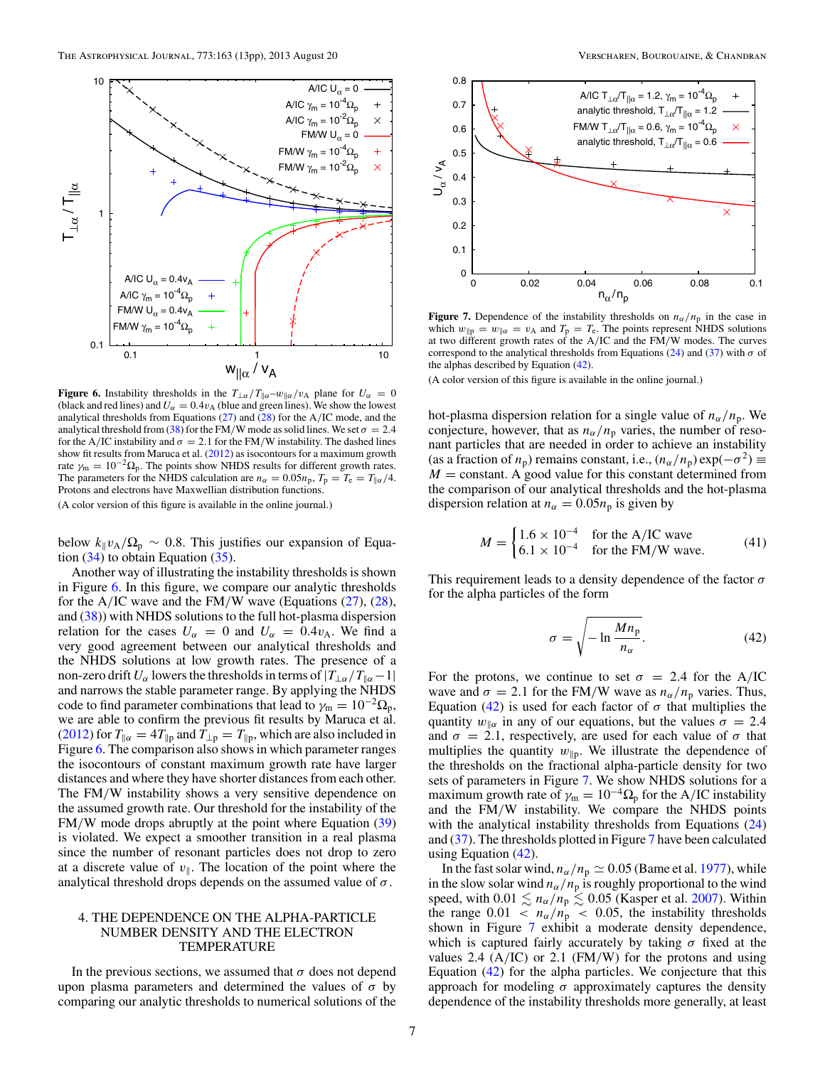**Figure 6.** Instability thresholds in the $T_{\perp\alpha}/T_{\|\alpha}$–$w_{\|\alpha}/v_A$ plane for $U_\alpha = 0$ (black and red lines) and $U_\alpha = 0.4v_A$ (blue and green lines). We show the lowest analytical thresholds from Equations (27) and (28) for the A/IC mode, and the analytical threshold from (38) for the FM/W mode as solid lines. We set $\sigma = 2.4$ for the A/IC instability and $\sigma = 2.1$ for the FM/W instability. The dashed lines show fit results from Maruca et al. (2012) as isocontours for a maximum growth rate $\gamma_m = 10^{-2}\Omega_p$. The points show NHDS results for different growth rates. The parameters for the NHDS calculation are $n_\alpha = 0.05n_p$, $T_p = T_e = T_{\|\alpha}/4$. Protons and electrons have Maxwellian distribution functions.

(A color version of this figure is available in the online journal.)

below $k_\| v_A/\Omega_p \sim 0.8$. This justifies our expansion of Equation (34) to obtain Equation (35).

Another way of illustrating the instability thresholds is shown in Figure 6. In this figure, we compare our analytic thresholds for the A/IC wave and the FM/W wave (Equations (27), (28), and (38)) with NHDS solutions to the full hot-plasma dispersion relation for the cases $U_\alpha = 0$ and $U_\alpha = 0.4v_A$. We find a very good agreement between our analytical thresholds and the NHDS solutions at low growth rates. The presence of a non-zero drift $U_\alpha$ lowers the thresholds in terms of $|T_{\perp\alpha}/T_{\|\alpha} - 1|$ and narrows the stable parameter range. By applying the NHDS code to find parameter combinations that lead to $\gamma_m = 10^{-2}\Omega_p$, we are able to confirm the previous fit results by Maruca et al. (2012) for $T_{\|\alpha} = 4T_{\|p}$ and $T_{\perp p} = T_{\|p}$, which are also included in Figure 6. The comparison also shows in which parameter ranges the isocontours of constant maximum growth rate have larger distances and where they have shorter distances from each other. The FM/W instability shows a very sensitive dependence on the assumed growth rate. Our threshold for the instability of the FM/W mode drops abruptly at the point where Equation (39) is violated. We expect a smoother transition in a real plasma since the number of resonant particles does not drop to zero at a discrete value of $v_\|$. The location of the point where the analytical threshold drops depends on the assumed value of $\sigma$.

## 4. THE DEPENDENCE ON THE ALPHA-PARTICLE NUMBER DENSITY AND THE ELECTRON TEMPERATURE

In the previous sections, we assumed that $\sigma$ does not depend upon plasma parameters and determined the values of $\sigma$ by comparing our analytic thresholds to numerical solutions of the hot-plasma dispersion relation for a single value of $n_\alpha/n_p$. We conjecture, however, that as $n_\alpha/n_p$ varies, the number of resonant particles that are needed in order to achieve an instability (as a fraction of $n_p$) remains constant, i.e., $(n_\alpha/n_p)\exp(-\sigma^2) \equiv M = \text{constant}$. A good value for this constant determined from the comparison of our analytical thresholds and the hot-plasma dispersion relation at $n_\alpha = 0.05n_p$ is given by

$$M = \begin{cases} 1.6 \times 10^{-4} & \text{for the A/IC wave} \\ 6.1 \times 10^{-4} & \text{for the FM/W wave.} \end{cases} \tag{41}$$

This requirement leads to a density dependence of the factor $\sigma$ for the alpha particles of the form

$$\sigma = \sqrt{-\ln \frac{Mn_p}{n_\alpha}}. \tag{42}$$

For the protons, we continue to set $\sigma = 2.4$ for the A/IC wave and $\sigma = 2.1$ for the FM/W wave as $n_\alpha/n_p$ varies. Thus, Equation (42) is used for each factor of $\sigma$ that multiplies the quantity $w_{\|\alpha}$ in any of our equations, but the values $\sigma = 2.4$ and $\sigma = 2.1$, respectively, are used for each value of $\sigma$ that multiplies the quantity $w_{\|p}$. We illustrate the dependence of the thresholds on the fractional alpha-particle density for two sets of parameters in Figure 7. We show NHDS solutions for a maximum growth rate of $\gamma_m = 10^{-4}\Omega_p$ for the A/IC instability and the FM/W instability. We compare the NHDS points with the analytical instability thresholds from Equations (24) and (37). The thresholds plotted in Figure 7 have been calculated using Equation (42).

In the fast solar wind, $n_\alpha/n_p \simeq 0.05$ (Bame et al. 1977), while in the slow solar wind $n_\alpha/n_p$ is roughly proportional to the wind speed, with $0.01 \lesssim n_\alpha/n_p \lesssim 0.05$ (Kasper et al. 2007). Within the range $0.01 < n_\alpha/n_p < 0.05$, the instability thresholds shown in Figure 7 exhibit a moderate density dependence, which is captured fairly accurately by taking $\sigma$ fixed at the values 2.4 (A/IC) or 2.1 (FM/W) for the protons and using Equation (42) for the alpha particles. We conjecture that this approach for modeling $\sigma$ approximately captures the density dependence of the instability thresholds more generally, at least

**Figure 7.** Dependence of the instability thresholds on $n_\alpha/n_p$ in the case in which $w_{\|p} = w_{\|\alpha} = v_A$ and $T_p = T_e$. The points represent NHDS solutions at two different growth rates of the A/IC and the FM/W modes. The curves correspond to the analytical thresholds from Equations (24) and (37) with $\sigma$ of the alphas described by Equation (42).

(A color version of this figure is available in the online journal.)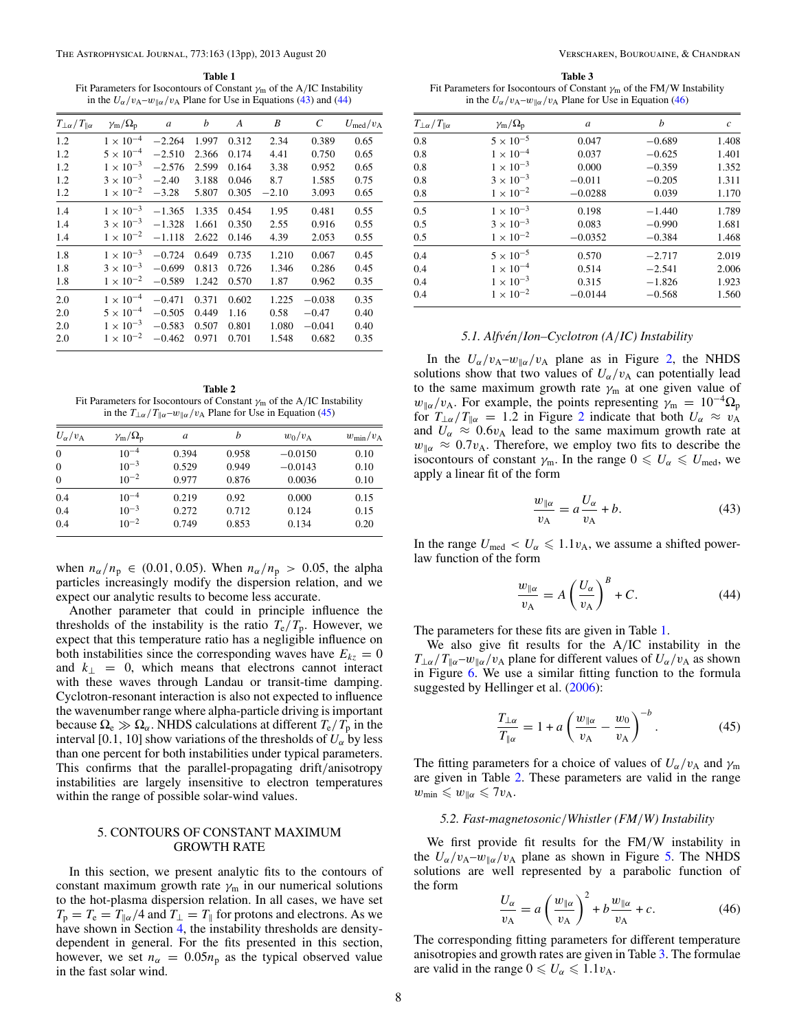**Table 1**
Fit Parameters for Isocontours of Constant $\gamma_{\rm m}$ of the A/IC Instability in the $U_\alpha/v_{\rm A}$–$w_{\parallel\alpha}/v_{\rm A}$ Plane for Use in Equations (43) and (44)

| $T_{\perp\alpha}/T_{\parallel\alpha}$ | $\gamma_{\rm m}/\Omega_{\rm p}$ | $a$ | $b$ | $A$ | $B$ | $C$ | $U_{\rm med}/v_{\rm A}$ |
|---|---|---|---|---|---|---|---|
| 1.2 | $1\times10^{-4}$ | −2.264 | 1.997 | 0.312 | 2.34 | 0.389 | 0.65 |
| 1.2 | $5\times10^{-4}$ | −2.510 | 2.366 | 0.174 | 4.41 | 0.750 | 0.65 |
| 1.2 | $1\times10^{-3}$ | −2.576 | 2.599 | 0.164 | 3.38 | 0.952 | 0.65 |
| 1.2 | $3\times10^{-3}$ | −2.40 | 3.188 | 0.046 | 8.7 | 1.585 | 0.75 |
| 1.2 | $1\times10^{-2}$ | −3.28 | 5.807 | 0.305 | −2.10 | 3.093 | 0.65 |
| 1.4 | $1\times10^{-3}$ | −1.365 | 1.335 | 0.454 | 1.95 | 0.481 | 0.55 |
| 1.4 | $3\times10^{-3}$ | −1.328 | 1.661 | 0.350 | 2.55 | 0.916 | 0.55 |
| 1.4 | $1\times10^{-2}$ | −1.118 | 2.622 | 0.146 | 4.39 | 2.053 | 0.55 |
| 1.8 | $1\times10^{-3}$ | −0.724 | 0.649 | 0.735 | 1.210 | 0.067 | 0.45 |
| 1.8 | $3\times10^{-3}$ | −0.699 | 0.813 | 0.726 | 1.346 | 0.286 | 0.45 |
| 1.8 | $1\times10^{-2}$ | −0.589 | 1.242 | 0.570 | 1.87 | 0.962 | 0.35 |
| 2.0 | $1\times10^{-4}$ | −0.471 | 0.371 | 0.602 | 1.225 | −0.038 | 0.35 |
| 2.0 | $5\times10^{-4}$ | −0.505 | 0.449 | 1.16 | 0.58 | −0.47 | 0.40 |
| 2.0 | $1\times10^{-3}$ | −0.583 | 0.507 | 0.801 | 1.080 | −0.041 | 0.40 |
| 2.0 | $1\times10^{-2}$ | −0.462 | 0.971 | 0.701 | 1.548 | 0.682 | 0.35 |

**Table 2**
Fit Parameters for Isocontours of Constant $\gamma_{\rm m}$ of the A/IC Instability in the $T_{\perp\alpha}/T_{\parallel\alpha}$–$w_{\parallel\alpha}/v_{\rm A}$ Plane for Use in Equation (45)

| $U_\alpha/v_{\rm A}$ | $\gamma_{\rm m}/\Omega_{\rm p}$ | $a$ | $b$ | $w_0/v_{\rm A}$ | $w_{\rm min}/v_{\rm A}$ |
|---|---|---|---|---|---|
| 0 | $10^{-4}$ | 0.394 | 0.958 | −0.0150 | 0.10 |
| 0 | $10^{-3}$ | 0.529 | 0.949 | −0.0143 | 0.10 |
| 0 | $10^{-2}$ | 0.977 | 0.876 | 0.0036 | 0.10 |
| 0.4 | $10^{-4}$ | 0.219 | 0.92 | 0.000 | 0.15 |
| 0.4 | $10^{-3}$ | 0.272 | 0.712 | 0.124 | 0.15 |
| 0.4 | $10^{-2}$ | 0.749 | 0.853 | 0.134 | 0.20 |

when $n_\alpha/n_{\rm p} \in (0.01, 0.05)$. When $n_\alpha/n_{\rm p} > 0.05$, the alpha particles increasingly modify the dispersion relation, and we expect our analytic results to become less accurate.

Another parameter that could in principle influence the thresholds of the instability is the ratio $T_{\rm e}/T_{\rm p}$. However, we expect that this temperature ratio has a negligible influence on both instabilities since the corresponding waves have $E_{kz} = 0$ and $k_\perp = 0$, which means that electrons cannot interact with these waves through Landau or transit-time damping. Cyclotron-resonant interaction is also not expected to influence the wavenumber range where alpha-particle driving is important because $\Omega_{\rm e} \gg \Omega_\alpha$. NHDS calculations at different $T_{\rm e}/T_{\rm p}$ in the interval [0.1, 10] show variations of the thresholds of $U_\alpha$ by less than one percent for both instabilities under typical parameters. This confirms that the parallel-propagating drift/anisotropy instabilities are largely insensitive to electron temperatures within the range of possible solar-wind values.

## 5. CONTOURS OF CONSTANT MAXIMUM GROWTH RATE

In this section, we present analytic fits to the contours of constant maximum growth rate $\gamma_{\rm m}$ in our numerical solutions to the hot-plasma dispersion relation. In all cases, we have set $T_{\rm p} = T_{\rm e} = T_{\parallel\alpha}/4$ and $T_\perp = T_\parallel$ for protons and electrons. As we have shown in Section 4, the instability thresholds are density-dependent in general. For the fits presented in this section, however, we set $n_\alpha = 0.05 n_{\rm p}$ as the typical observed value in the fast solar wind.

**Table 3**
Fit Parameters for Isocontours of Constant $\gamma_{\rm m}$ of the FM/W Instability in the $U_\alpha/v_{\rm A}$–$w_{\parallel\alpha}/v_{\rm A}$ Plane for Use in Equation (46)

| $T_{\perp\alpha}/T_{\parallel\alpha}$ | $\gamma_{\rm m}/\Omega_{\rm p}$ | $a$ | $b$ | $c$ |
|---|---|---|---|---|
| 0.8 | $5\times10^{-5}$ | 0.047 | −0.689 | 1.408 |
| 0.8 | $1\times10^{-4}$ | 0.037 | −0.625 | 1.401 |
| 0.8 | $1\times10^{-3}$ | 0.000 | −0.359 | 1.352 |
| 0.8 | $3\times10^{-3}$ | −0.011 | −0.205 | 1.311 |
| 0.8 | $1\times10^{-2}$ | −0.0288 | 0.039 | 1.170 |
| 0.5 | $1\times10^{-3}$ | 0.198 | −1.440 | 1.789 |
| 0.5 | $3\times10^{-3}$ | 0.083 | −0.990 | 1.681 |
| 0.5 | $1\times10^{-2}$ | −0.0352 | −0.384 | 1.468 |
| 0.4 | $5\times10^{-5}$ | 0.570 | −2.717 | 2.019 |
| 0.4 | $1\times10^{-4}$ | 0.514 | −2.541 | 2.006 |
| 0.4 | $1\times10^{-3}$ | 0.315 | −1.826 | 1.923 |
| 0.4 | $1\times10^{-2}$ | −0.0144 | −0.568 | 1.560 |

### 5.1. *Alfvén/Ion–Cyclotron (A/IC) Instability*

In the $U_\alpha/v_{\rm A}$–$w_{\parallel\alpha}/v_{\rm A}$ plane as in Figure 2, the NHDS solutions show that two values of $U_\alpha/v_{\rm A}$ can potentially lead to the same maximum growth rate $\gamma_{\rm m}$ at one given value of $w_{\parallel\alpha}/v_{\rm A}$. For example, the points representing $\gamma_{\rm m} = 10^{-4}\Omega_{\rm p}$ for $T_{\perp\alpha}/T_{\parallel\alpha} = 1.2$ in Figure 2 indicate that both $U_\alpha \approx v_{\rm A}$ and $U_\alpha \approx 0.6 v_{\rm A}$ lead to the same maximum growth rate at $w_{\parallel\alpha} \approx 0.7 v_{\rm A}$. Therefore, we employ two fits to describe the isocontours of constant $\gamma_{\rm m}$. In the range $0 \leqslant U_\alpha \leqslant U_{\rm med}$, we apply a linear fit of the form

$$\frac{w_{\parallel\alpha}}{v_{\rm A}} = a\frac{U_\alpha}{v_{\rm A}} + b. \tag{43}$$

In the range $U_{\rm med} < U_\alpha \leqslant 1.1 v_{\rm A}$, we assume a shifted power-law function of the form

$$\frac{w_{\parallel\alpha}}{v_{\rm A}} = A\left(\frac{U_\alpha}{v_{\rm A}}\right)^B + C. \tag{44}$$

The parameters for these fits are given in Table 1.

We also give fit results for the A/IC instability in the $T_{\perp\alpha}/T_{\parallel\alpha}$–$w_{\parallel\alpha}/v_{\rm A}$ plane for different values of $U_\alpha/v_{\rm A}$ as shown in Figure 6. We use a similar fitting function to the formula suggested by Hellinger et al. (2006):

$$\frac{T_{\perp\alpha}}{T_{\parallel\alpha}} = 1 + a\left(\frac{w_{\parallel\alpha}}{v_{\rm A}} - \frac{w_0}{v_{\rm A}}\right)^{-b}. \tag{45}$$

The fitting parameters for a choice of values of $U_\alpha/v_{\rm A}$ and $\gamma_{\rm m}$ are given in Table 2. These parameters are valid in the range $w_{\rm min} \leqslant w_{\parallel\alpha} \leqslant 7 v_{\rm A}$.

### 5.2. *Fast-magnetosonic/Whistler (FM/W) Instability*

We first provide fit results for the FM/W instability in the $U_\alpha/v_{\rm A}$–$w_{\parallel\alpha}/v_{\rm A}$ plane as shown in Figure 5. The NHDS solutions are well represented by a parabolic function of the form

$$\frac{U_\alpha}{v_{\rm A}} = a\left(\frac{w_{\parallel\alpha}}{v_{\rm A}}\right)^2 + b\frac{w_{\parallel\alpha}}{v_{\rm A}} + c. \tag{46}$$

The corresponding fitting parameters for different temperature anisotropies and growth rates are given in Table 3. The formulae are valid in the range $0 \leqslant U_\alpha \leqslant 1.1 v_{\rm A}$.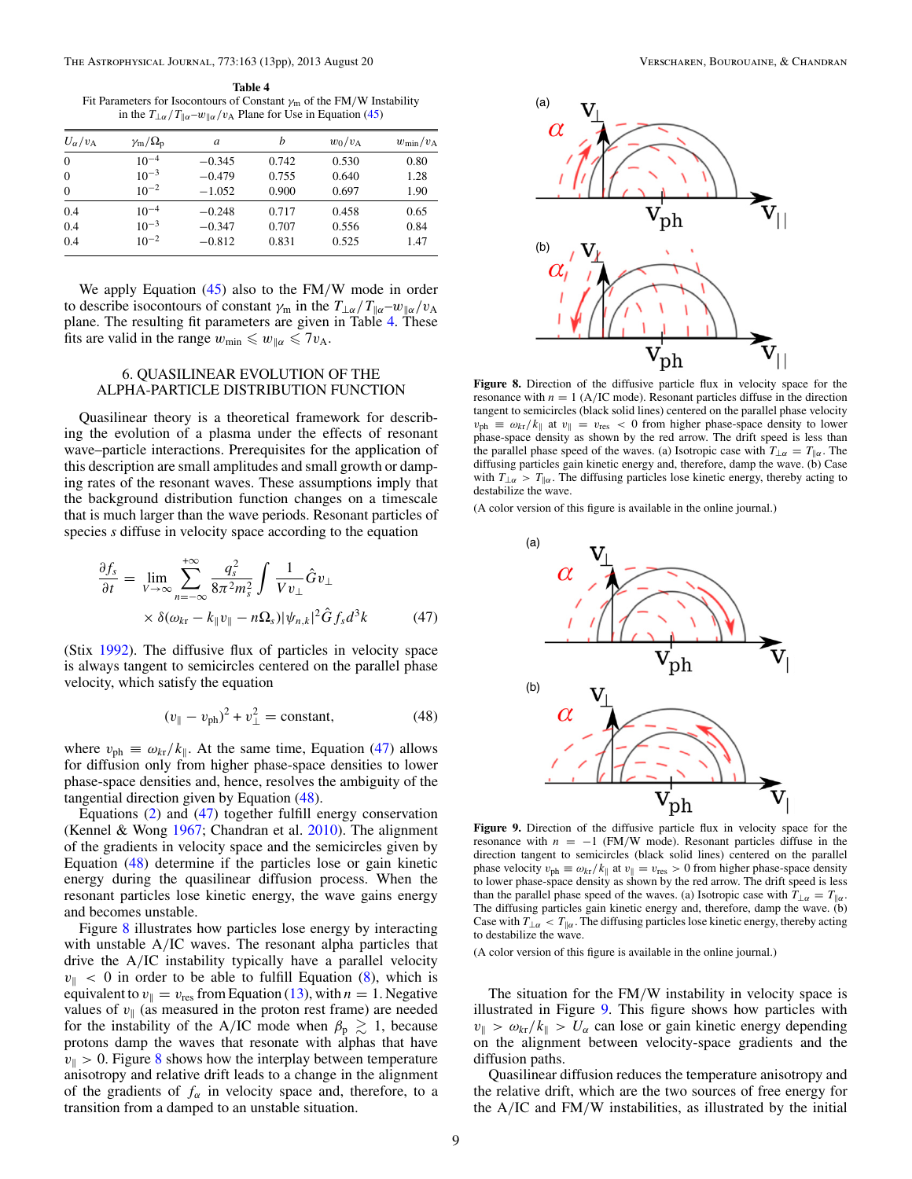**Table 4**
Fit Parameters for Isocontours of Constant $\gamma_{\mathrm{m}}$ of the FM/W Instability in the $T_{\perp\alpha}/T_{\parallel\alpha}$–$w_{\parallel\alpha}/v_{\mathrm{A}}$ Plane for Use in Equation (45)

| $U_\alpha/v_{\mathrm{A}}$ | $\gamma_{\mathrm{m}}/\Omega_{\mathrm{p}}$ | $a$ | $b$ | $w_0/v_{\mathrm{A}}$ | $w_{\min}/v_{\mathrm{A}}$ |
|---|---|---|---|---|---|
| 0 | $10^{-4}$ | −0.345 | 0.742 | 0.530 | 0.80 |
| 0 | $10^{-3}$ | −0.479 | 0.755 | 0.640 | 1.28 |
| 0 | $10^{-2}$ | −1.052 | 0.900 | 0.697 | 1.90 |
| 0.4 | $10^{-4}$ | −0.248 | 0.717 | 0.458 | 0.65 |
| 0.4 | $10^{-3}$ | −0.347 | 0.707 | 0.556 | 0.84 |
| 0.4 | $10^{-2}$ | −0.812 | 0.831 | 0.525 | 1.47 |

We apply Equation (45) also to the FM/W mode in order to describe isocontours of constant $\gamma_{\mathrm{m}}$ in the $T_{\perp\alpha}/T_{\parallel\alpha}$–$w_{\parallel\alpha}/v_{\mathrm{A}}$ plane. The resulting fit parameters are given in Table 4. These fits are valid in the range $w_{\min} \leqslant w_{\parallel\alpha} \leqslant 7v_{\mathrm{A}}$.

## 6. QUASILINEAR EVOLUTION OF THE ALPHA-PARTICLE DISTRIBUTION FUNCTION

Quasilinear theory is a theoretical framework for describing the evolution of a plasma under the effects of resonant wave–particle interactions. Prerequisites for the application of this description are small amplitudes and small growth or damping rates of the resonant waves. These assumptions imply that the background distribution function changes on a timescale that is much larger than the wave periods. Resonant particles of species $s$ diffuse in velocity space according to the equation

$$\frac{\partial f_s}{\partial t} = \lim_{V\rightarrow\infty}\sum_{n=-\infty}^{+\infty}\frac{q_s^2}{8\pi^2 m_s^2}\int\frac{1}{Vv_\perp}\hat{G}v_\perp \times \delta(\omega_{kr} - k_\parallel v_\parallel - n\Omega_s)|\psi_{n,k}|^2\hat{G}f_s d^3k \quad (47)$$

(Stix 1992). The diffusive flux of particles in velocity space is always tangent to semicircles centered on the parallel phase velocity, which satisfy the equation

$$(v_\parallel - v_{\mathrm{ph}})^2 + v_\perp^2 = \text{constant}, \quad (48)$$

where $v_{\mathrm{ph}} \equiv \omega_{kr}/k_\parallel$. At the same time, Equation (47) allows for diffusion only from higher phase-space densities to lower phase-space densities and, hence, resolves the ambiguity of the tangential direction given by Equation (48).

Equations (2) and (47) together fulfill energy conservation (Kennel & Wong 1967; Chandran et al. 2010). The alignment of the gradients in velocity space and the semicircles given by Equation (48) determine if the particles lose or gain kinetic energy during the quasilinear diffusion process. When the resonant particles lose kinetic energy, the wave gains energy and becomes unstable.

Figure 8 illustrates how particles lose energy by interacting with unstable A/IC waves. The resonant alpha particles that drive the A/IC instability typically have a parallel velocity $v_\parallel < 0$ in order to be able to fulfill Equation (8), which is equivalent to $v_\parallel = v_{\mathrm{res}}$ from Equation (13), with $n = 1$. Negative values of $v_\parallel$ (as measured in the proton rest frame) are needed for the instability of the A/IC mode when $\beta_{\mathrm{p}} \gtrsim 1$, because protons damp the waves that resonate with alphas that have $v_\parallel > 0$. Figure 8 shows how the interplay between temperature anisotropy and relative drift leads to a change in the alignment of the gradients of $f_\alpha$ in velocity space and, therefore, to a transition from a damped to an unstable situation.

**Figure 8.** Direction of the diffusive particle flux in velocity space for the resonance with $n = 1$ (A/IC mode). Resonant particles diffuse in the direction tangent to semicircles (black solid lines) centered on the parallel phase velocity $v_{\mathrm{ph}} \equiv \omega_{kr}/k_\parallel$ at $v_\parallel = v_{\mathrm{res}} < 0$ from higher phase-space density to lower phase-space density as shown by the red arrow. The drift speed is less than the parallel phase speed of the waves. (a) Isotropic case with $T_{\perp\alpha} = T_{\parallel\alpha}$. The diffusing particles gain kinetic energy and, therefore, damp the wave. (b) Case with $T_{\perp\alpha} > T_{\parallel\alpha}$. The diffusing particles lose kinetic energy, thereby acting to destabilize the wave.

(A color version of this figure is available in the online journal.)

**Figure 9.** Direction of the diffusive particle flux in velocity space for the resonance with $n = -1$ (FM/W mode). Resonant particles diffuse in the direction tangent to semicircles (black solid lines) centered on the parallel phase velocity $v_{\mathrm{ph}} \equiv \omega_{kr}/k_\parallel$ at $v_\parallel = v_{\mathrm{res}} > 0$ from higher phase-space density to lower phase-space density as shown by the red arrow. The drift speed is less than the parallel phase speed of the waves. (a) Isotropic case with $T_{\perp\alpha} = T_{\parallel\alpha}$. The diffusing particles gain kinetic energy and, therefore, damp the wave. (b) Case with $T_{\perp\alpha} < T_{\parallel\alpha}$. The diffusing particles lose kinetic energy, thereby acting to destabilize the wave.

(A color version of this figure is available in the online journal.)

The situation for the FM/W instability in velocity space is illustrated in Figure 9. This figure shows how particles with $v_\parallel > \omega_{kr}/k_\parallel > U_\alpha$ can lose or gain kinetic energy depending on the alignment between velocity-space gradients and the diffusion paths.

Quasilinear diffusion reduces the temperature anisotropy and the relative drift, which are the two sources of free energy for the A/IC and FM/W instabilities, as illustrated by the initial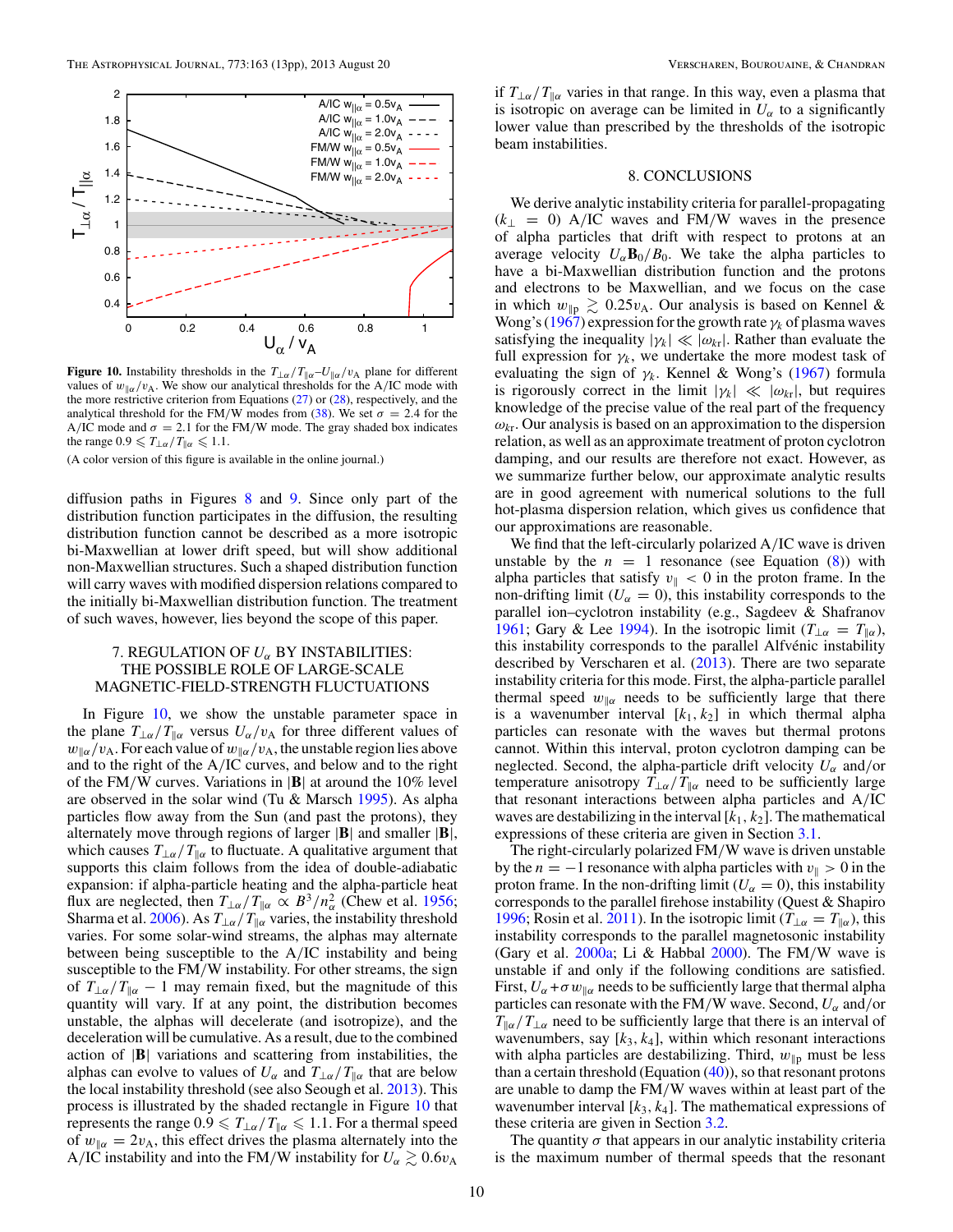Figure 10. Instability thresholds in the $T_{\perp\alpha}/T_{\parallel\alpha}$–$U_{\alpha}/v_{A}$ plane for different values of $w_{\parallel\alpha}/v_{A}$. We show our analytical thresholds for the A/IC mode with the more restrictive criterion from Equations (27) or (28), respectively, and the analytical threshold for the FM/W modes from (38). We set $\sigma = 2.4$ for the A/IC mode and $\sigma = 2.1$ for the FM/W mode. The gray shaded box indicates the range $0.9 \leqslant T_{\perp\alpha}/T_{\parallel\alpha} \leqslant 1.1$.

(A color version of this figure is available in the online journal.)

diffusion paths in Figures 8 and 9. Since only part of the distribution function participates in the diffusion, the resulting distribution function cannot be described as a more isotropic bi-Maxwellian at lower drift speed, but will show additional non-Maxwellian structures. Such a shaped distribution function will carry waves with modified dispersion relations compared to the initially bi-Maxwellian distribution function. The treatment of such waves, however, lies beyond the scope of this paper.

## 7. REGULATION OF $U_{\alpha}$ BY INSTABILITIES: THE POSSIBLE ROLE OF LARGE-SCALE MAGNETIC-FIELD-STRENGTH FLUCTUATIONS

In Figure 10, we show the unstable parameter space in the plane $T_{\perp\alpha}/T_{\parallel\alpha}$ versus $U_{\alpha}/v_{A}$ for three different values of $w_{\parallel\alpha}/v_{A}$. For each value of $w_{\parallel\alpha}/v_{A}$, the unstable region lies above and to the right of the A/IC curves, and below and to the right of the FM/W curves. Variations in $|\mathbf{B}|$ at around the 10% level are observed in the solar wind (Tu & Marsch 1995). As alpha particles flow away from the Sun (and past the protons), they alternately move through regions of larger $|\mathbf{B}|$ and smaller $|\mathbf{B}|$, which causes $T_{\perp\alpha}/T_{\parallel\alpha}$ to fluctuate. A qualitative argument that supports this claim follows from the idea of double-adiabatic expansion: if alpha-particle heating and the alpha-particle heat flux are neglected, then $T_{\perp\alpha}/T_{\parallel\alpha} \propto B^{3}/n_{\alpha}^{2}$ (Chew et al. 1956; Sharma et al. 2006). As $T_{\perp\alpha}/T_{\parallel\alpha}$ varies, the instability threshold varies. For some solar-wind streams, the alphas may alternate between being susceptible to the A/IC instability and being susceptible to the FM/W instability. For other streams, the sign of $T_{\perp\alpha}/T_{\parallel\alpha} - 1$ may remain fixed, but the magnitude of this quantity will vary. If at any point, the distribution becomes unstable, the alphas will decelerate (and isotropize), and the deceleration will be cumulative. As a result, due to the combined action of $|\mathbf{B}|$ variations and scattering from instabilities, the alphas can evolve to values of $U_{\alpha}$ and $T_{\perp\alpha}/T_{\parallel\alpha}$ that are below the local instability threshold (see also Seough et al. 2013). This process is illustrated by the shaded rectangle in Figure 10 that represents the range $0.9 \leqslant T_{\perp\alpha}/T_{\parallel\alpha} \leqslant 1.1$. For a thermal speed of $w_{\parallel\alpha} = 2v_{A}$, this effect drives the plasma alternately into the A/IC instability and into the FM/W instability for $U_{\alpha} \gtrsim 0.6v_{A}$ if $T_{\perp\alpha}/T_{\parallel\alpha}$ varies in that range. In this way, even a plasma that is isotropic on average can be limited in $U_{\alpha}$ to a significantly lower value than prescribed by the thresholds of the isotropic beam instabilities.

## 8. CONCLUSIONS

We derive analytic instability criteria for parallel-propagating ($k_{\perp} = 0$) A/IC waves and FM/W waves in the presence of alpha particles that drift with respect to protons at an average velocity $U_{\alpha}\mathbf{B}_{0}/B_{0}$. We take the alpha particles to have a bi-Maxwellian distribution function and the protons and electrons to be Maxwellian, and we focus on the case in which $w_{\parallel p} \gtrsim 0.25v_{A}$. Our analysis is based on Kennel & Wong's (1967) expression for the growth rate $\gamma_{k}$ of plasma waves satisfying the inequality $|\gamma_{k}| \ll |\omega_{kr}|$. Rather than evaluate the full expression for $\gamma_{k}$, we undertake the more modest task of evaluating the sign of $\gamma_{k}$. Kennel & Wong's (1967) formula is rigorously correct in the limit $|\gamma_{k}| \ll |\omega_{kr}|$, but requires knowledge of the precise value of the real part of the frequency $\omega_{kr}$. Our analysis is based on an approximation to the dispersion relation, as well as an approximate treatment of proton cyclotron damping, and our results are therefore not exact. However, as we summarize further below, our approximate analytic results are in good agreement with numerical solutions to the full hot-plasma dispersion relation, which gives us confidence that our approximations are reasonable.

We find that the left-circularly polarized A/IC wave is driven unstable by the $n = 1$ resonance (see Equation (8)) with alpha particles that satisfy $v_{\parallel} < 0$ in the proton frame. In the non-drifting limit ($U_{\alpha} = 0$), this instability corresponds to the parallel ion–cyclotron instability (e.g., Sagdeev & Shafranov 1961; Gary & Lee 1994). In the isotropic limit ($T_{\perp\alpha} = T_{\parallel\alpha}$), this instability corresponds to the parallel Alfvénic instability described by Verscharen et al. (2013). There are two separate instability criteria for this mode. First, the alpha-particle parallel thermal speed $w_{\parallel\alpha}$ needs to be sufficiently large that there is a wavenumber interval $[k_{1}, k_{2}]$ in which thermal alpha particles can resonate with the waves but thermal protons cannot. Within this interval, proton cyclotron damping can be neglected. Second, the alpha-particle drift velocity $U_{\alpha}$ and/or temperature anisotropy $T_{\perp\alpha}/T_{\parallel\alpha}$ need to be sufficiently large that resonant interactions between alpha particles and A/IC waves are destabilizing in the interval $[k_{1}, k_{2}]$. The mathematical expressions of these criteria are given in Section 3.1.

The right-circularly polarized FM/W wave is driven unstable by the $n = -1$ resonance with alpha particles with $v_{\parallel} > 0$ in the proton frame. In the non-drifting limit ($U_{\alpha} = 0$), this instability corresponds to the parallel firehose instability (Quest & Shapiro 1996; Rosin et al. 2011). In the isotropic limit ($T_{\perp\alpha} = T_{\parallel\alpha}$), this instability corresponds to the parallel magnetosonic instability (Gary et al. 2000a; Li & Habbal 2000). The FM/W wave is unstable if and only if the following conditions are satisfied. First, $U_{\alpha} + \sigma w_{\parallel\alpha}$ needs to be sufficiently large that thermal alpha particles can resonate with the FM/W wave. Second, $U_{\alpha}$ and/or $T_{\parallel\alpha}/T_{\perp\alpha}$ need to be sufficiently large that there is an interval of wavenumbers, say $[k_{3}, k_{4}]$, within which resonant interactions with alpha particles are destabilizing. Third, $w_{\parallel p}$ must be less than a certain threshold (Equation (40)), so that resonant protons are unable to damp the FM/W waves within at least part of the wavenumber interval $[k_{3}, k_{4}]$. The mathematical expressions of these criteria are given in Section 3.2.

The quantity $\sigma$ that appears in our analytic instability criteria is the maximum number of thermal speeds that the resonant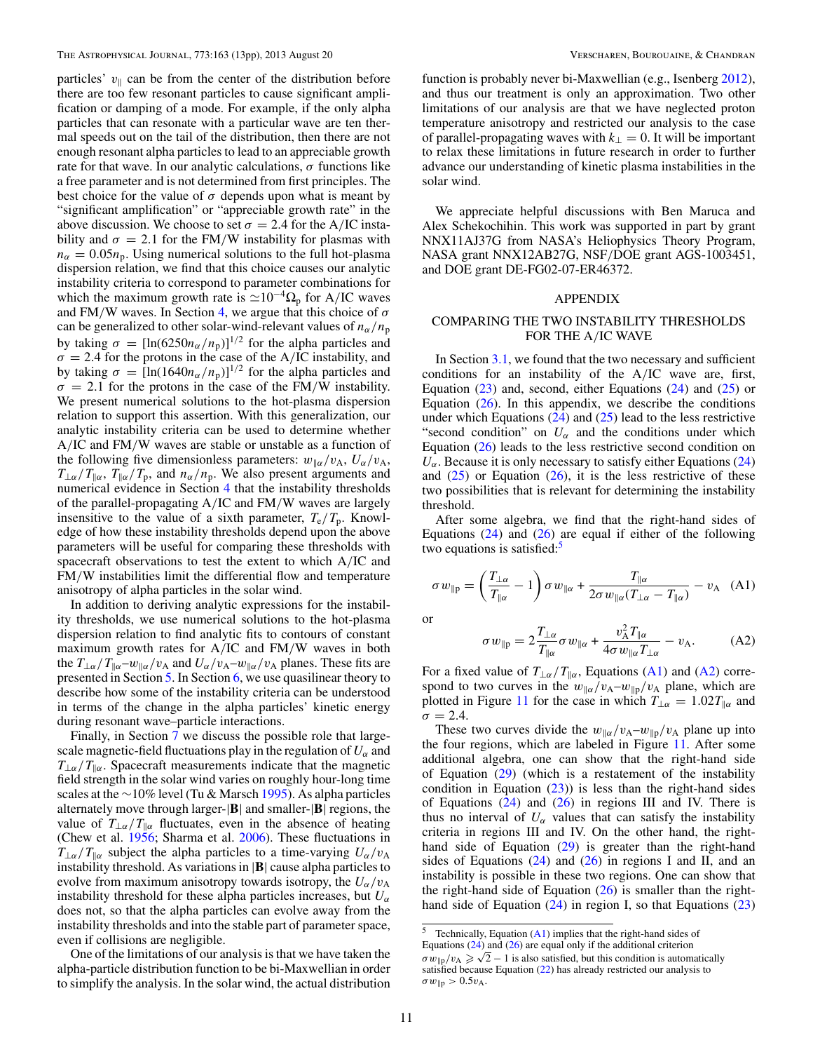particles' $v_\parallel$ can be from the center of the distribution before there are too few resonant particles to cause significant amplification or damping of a mode. For example, if the only alpha particles that can resonate with a particular wave are ten thermal speeds out on the tail of the distribution, then there are not enough resonant alpha particles to lead to an appreciable growth rate for that wave. In our analytic calculations, $\sigma$ functions like a free parameter and is not determined from first principles. The best choice for the value of $\sigma$ depends upon what is meant by "significant amplification" or "appreciable growth rate" in the above discussion. We choose to set $\sigma = 2.4$ for the A/IC instability and $\sigma = 2.1$ for the FM/W instability for plasmas with $n_\alpha = 0.05 n_\mathrm{p}$. Using numerical solutions to the full hot-plasma dispersion relation, we find that this choice causes our analytic instability criteria to correspond to parameter combinations for which the maximum growth rate is $\simeq 10^{-4}\Omega_\mathrm{p}$ for A/IC waves and FM/W waves. In Section 4, we argue that this choice of $\sigma$ can be generalized to other solar-wind-relevant values of $n_\alpha/n_\mathrm{p}$ by taking $\sigma = [\ln(6250 n_\alpha/n_\mathrm{p})]^{1/2}$ for the alpha particles and $\sigma = 2.4$ for the protons in the case of the A/IC instability, and by taking $\sigma = [\ln(1640 n_\alpha/n_\mathrm{p})]^{1/2}$ for the alpha particles and $\sigma = 2.1$ for the protons in the case of the FM/W instability. We present numerical solutions to the hot-plasma dispersion relation to support this assertion. With this generalization, our analytic instability criteria can be used to determine whether A/IC and FM/W waves are stable or unstable as a function of the following five dimensionless parameters: $w_{\parallel\alpha}/v_\mathrm{A}$, $U_\alpha/v_\mathrm{A}$, $T_{\perp\alpha}/T_{\parallel\alpha}$, $T_{\parallel\alpha}/T_\mathrm{p}$, and $n_\alpha/n_\mathrm{p}$. We also present arguments and numerical evidence in Section 4 that the instability thresholds of the parallel-propagating A/IC and FM/W waves are largely insensitive to the value of a sixth parameter, $T_\mathrm{e}/T_\mathrm{p}$. Knowledge of how these instability thresholds depend upon the above parameters will be useful for comparing these thresholds with spacecraft observations to test the extent to which A/IC and FM/W instabilities limit the differential flow and temperature anisotropy of alpha particles in the solar wind.

In addition to deriving analytic expressions for the instability thresholds, we use numerical solutions to the hot-plasma dispersion relation to find analytic fits to contours of constant maximum growth rates for A/IC and FM/W waves in both the $T_{\perp\alpha}/T_{\parallel\alpha}$–$w_{\parallel\alpha}/v_\mathrm{A}$ and $U_\alpha/v_\mathrm{A}$–$w_{\parallel\alpha}/v_\mathrm{A}$ planes. These fits are presented in Section 5. In Section 6, we use quasilinear theory to describe how some of the instability criteria can be understood in terms of the change in the alpha particles' kinetic energy during resonant wave–particle interactions.

Finally, in Section 7 we discuss the possible role that large-scale magnetic-field fluctuations play in the regulation of $U_\alpha$ and $T_{\perp\alpha}/T_{\parallel\alpha}$. Spacecraft measurements indicate that the magnetic field strength in the solar wind varies on roughly hour-long time scales at the ~10% level (Tu & Marsch 1995). As alpha particles alternately move through larger-$|\mathbf{B}|$ and smaller-$|\mathbf{B}|$ regions, the value of $T_{\perp\alpha}/T_{\parallel\alpha}$ fluctuates, even in the absence of heating (Chew et al. 1956; Sharma et al. 2006). These fluctuations in $T_{\perp\alpha}/T_{\parallel\alpha}$ subject the alpha particles to a time-varying $U_\alpha/v_\mathrm{A}$ instability threshold. As variations in $|\mathbf{B}|$ cause alpha particles to evolve from maximum anisotropy towards isotropy, the $U_\alpha/v_\mathrm{A}$ instability threshold for these alpha particles increases, but $U_\alpha$ does not, so that the alpha particles can evolve away from the instability thresholds and into the stable part of parameter space, even if collisions are negligible.

One of the limitations of our analysis is that we have taken the alpha-particle distribution function to be bi-Maxwellian in order to simplify the analysis. In the solar wind, the actual distribution function is probably never bi-Maxwellian (e.g., Isenberg 2012), and thus our treatment is only an approximation. Two other limitations of our analysis are that we have neglected proton temperature anisotropy and restricted our analysis to the case of parallel-propagating waves with $k_\perp = 0$. It will be important to relax these limitations in future research in order to further advance our understanding of kinetic plasma instabilities in the solar wind.

We appreciate helpful discussions with Ben Maruca and Alex Schekochihin. This work was supported in part by grant NNX11AJ37G from NASA's Heliophysics Theory Program, NASA grant NNX12AB27G, NSF/DOE grant AGS-1003451, and DOE grant DE-FG02-07-ER46372.

## APPENDIX

## COMPARING THE TWO INSTABILITY THRESHOLDS FOR THE A/IC WAVE

In Section 3.1, we found that the two necessary and sufficient conditions for an instability of the A/IC wave are, first, Equation (23) and, second, either Equations (24) and (25) or Equation (26). In this appendix, we describe the conditions under which Equations (24) and (25) lead to the less restrictive "second condition" on $U_\alpha$ and the conditions under which Equation (26) leads to the less restrictive second condition on $U_\alpha$. Because it is only necessary to satisfy either Equations (24) and (25) or Equation (26), it is the less restrictive of these two possibilities that is relevant for determining the instability threshold.

After some algebra, we find that the right-hand sides of Equations (24) and (26) are equal if either of the following two equations is satisfied:[5]

$$\sigma w_{\parallel\mathrm{p}} = \left(\frac{T_{\perp\alpha}}{T_{\parallel\alpha}} - 1\right)\sigma w_{\parallel\alpha} + \frac{T_{\parallel\alpha}}{2\sigma w_{\parallel\alpha}(T_{\perp\alpha} - T_{\parallel\alpha})} - v_\mathrm{A} \quad \text{(A1)}$$

or

$$\sigma w_{\parallel\mathrm{p}} = 2\frac{T_{\perp\alpha}}{T_{\parallel\alpha}}\sigma w_{\parallel\alpha} + \frac{v_\mathrm{A}^2 T_{\parallel\alpha}}{4\sigma w_{\parallel\alpha} T_{\perp\alpha}} - v_\mathrm{A}. \quad \text{(A2)}$$

For a fixed value of $T_{\perp\alpha}/T_{\parallel\alpha}$, Equations (A1) and (A2) correspond to two curves in the $w_{\parallel\alpha}/v_\mathrm{A}$–$w_{\parallel\mathrm{p}}/v_\mathrm{A}$ plane, which are plotted in Figure 11 for the case in which $T_{\perp\alpha} = 1.02 T_{\parallel\alpha}$ and $\sigma = 2.4$.

These two curves divide the $w_{\parallel\alpha}/v_\mathrm{A}$–$w_{\parallel\mathrm{p}}/v_\mathrm{A}$ plane up into the four regions, which are labeled in Figure 11. After some additional algebra, one can show that the right-hand side of Equation (29) (which is a restatement of the instability condition in Equation (23)) is less than the right-hand sides of Equations (24) and (26) in regions III and IV. There is thus no interval of $U_\alpha$ values that can satisfy the instability criteria in regions III and IV. On the other hand, the right-hand side of Equation (29) is greater than the right-hand sides of Equations (24) and (26) in regions I and II, and an instability is possible in these two regions. One can show that the right-hand side of Equation (26) is smaller than the right-hand side of Equation (24) in region I, so that Equations (23)

[5] Technically, Equation (A1) implies that the right-hand sides of Equations (24) and (26) are equal only if the additional criterion $\sigma w_{\parallel\mathrm{p}}/v_\mathrm{A} \geqslant \sqrt{2} - 1$ is also satisfied, but this condition is automatically satisfied because Equation (22) has already restricted our analysis to $\sigma w_{\parallel\mathrm{p}} > 0.5 v_\mathrm{A}$.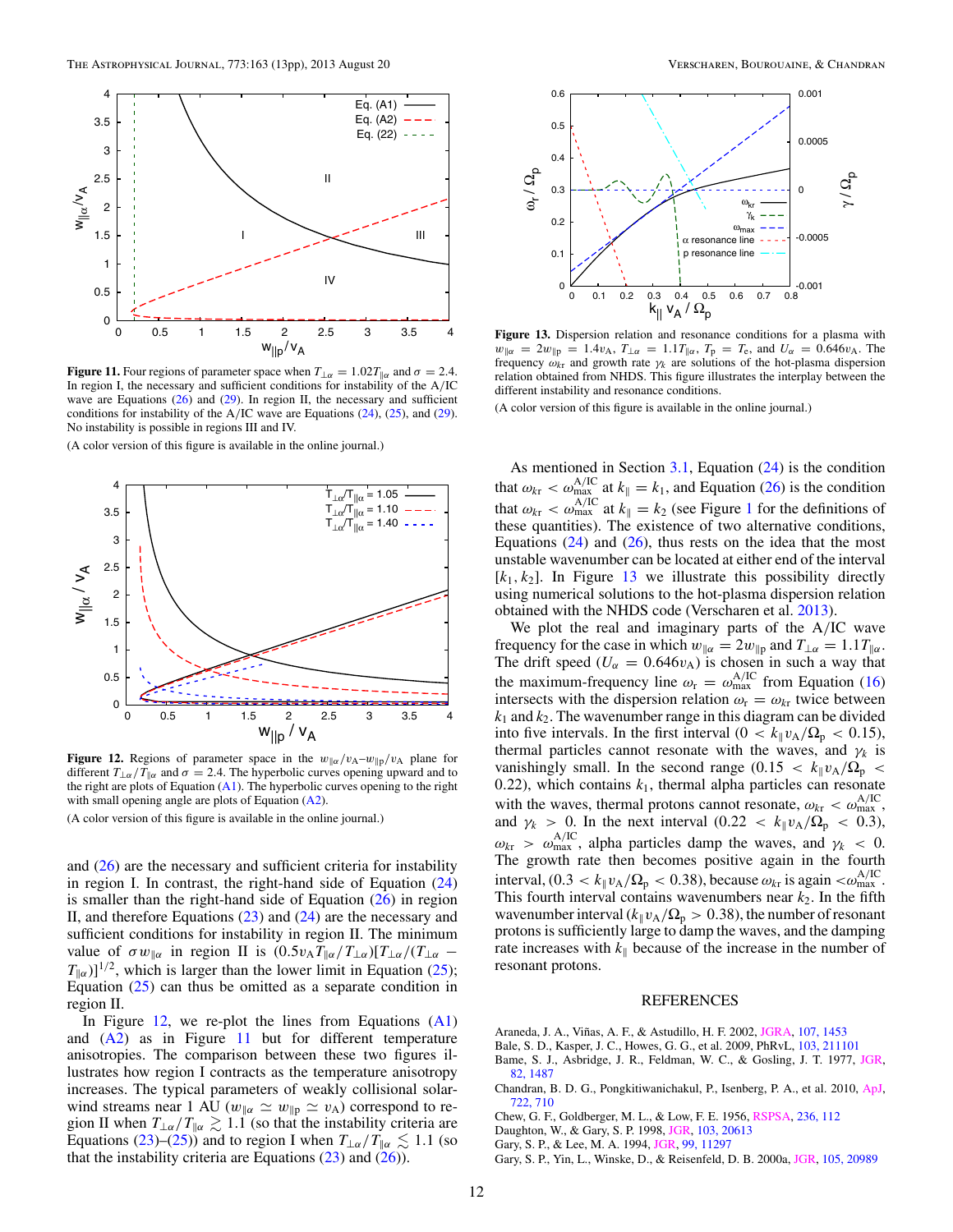**Figure 11.** Four regions of parameter space when $T_{\perp\alpha} = 1.02T_{\|\alpha}$ and $\sigma = 2.4$. In region I, the necessary and sufficient conditions for instability of the A/IC wave are Equations (26) and (29). In region II, the necessary and sufficient conditions for instability of the A/IC wave are Equations (24), (25), and (29). No instability is possible in regions III and IV.

(A color version of this figure is available in the online journal.)

**Figure 12.** Regions of parameter space in the $w_{\|\alpha}/v_{\mathrm{A}}$–$w_{\|\mathrm{p}}/v_{\mathrm{A}}$ plane for different $T_{\perp\alpha}/T_{\|\alpha}$ and $\sigma = 2.4$. The hyperbolic curves opening upward and to the right are plots of Equation (A1). The hyperbolic curves opening to the right with small opening angle are plots of Equation (A2).

(A color version of this figure is available in the online journal.)

and (26) are the necessary and sufficient criteria for instability in region I. In contrast, the right-hand side of Equation (24) is smaller than the right-hand side of Equation (26) in region II, and therefore Equations (23) and (24) are the necessary and sufficient conditions for instability in region II. The minimum value of $\sigma w_{\|\alpha}$ in region II is $(0.5 v_{\mathrm{A}} T_{\|\alpha}/T_{\perp\alpha})[T_{\perp\alpha}/(T_{\perp\alpha} - T_{\|\alpha})]^{1/2}$, which is larger than the lower limit in Equation (25); Equation (25) can thus be omitted as a separate condition in region II.

In Figure 12, we re-plot the lines from Equations (A1) and (A2) as in Figure 11 but for different temperature anisotropies. The comparison between these two figures illustrates how region I contracts as the temperature anisotropy increases. The typical parameters of weakly collisional solar-wind streams near 1 AU ($w_{\|\alpha} \simeq w_{\|\mathrm{p}} \simeq v_{\mathrm{A}}$) correspond to region II when $T_{\perp\alpha}/T_{\|\alpha} \gtrsim 1.1$ (so that the instability criteria are Equations (23)–(25)) and to region I when $T_{\perp\alpha}/T_{\|\alpha} \lesssim 1.1$ (so that the instability criteria are Equations (23) and (26)).

**Figure 13.** Dispersion relation and resonance conditions for a plasma with $w_{\|\alpha} = 2w_{\|\mathrm{p}} = 1.4 v_{\mathrm{A}}$, $T_{\perp\alpha} = 1.1 T_{\|\alpha}$, $T_{\mathrm{p}} = T_{\mathrm{e}}$, and $U_\alpha = 0.646 v_{\mathrm{A}}$. The frequency $\omega_{k\mathrm{r}}$ and growth rate $\gamma_k$ are solutions of the hot-plasma dispersion relation obtained from NHDS. This figure illustrates the interplay between the different instability and resonance conditions.

(A color version of this figure is available in the online journal.)

As mentioned in Section 3.1, Equation (24) is the condition that $\omega_{k\mathrm{r}} < \omega_{\max}^{\mathrm{A/IC}}$ at $k_\| = k_1$, and Equation (26) is the condition that $\omega_{k\mathrm{r}} < \omega_{\max}^{\mathrm{A/IC}}$ at $k_\| = k_2$ (see Figure 1 for the definitions of these quantities). The existence of two alternative conditions, Equations (24) and (26), thus rests on the idea that the most unstable wavenumber can be located at either end of the interval $[k_1, k_2]$. In Figure 13 we illustrate this possibility directly using numerical solutions to the hot-plasma dispersion relation obtained with the NHDS code (Verscharen et al. 2013).

We plot the real and imaginary parts of the A/IC wave frequency for the case in which $w_{\|\alpha} = 2w_{\|\mathrm{p}}$ and $T_{\perp\alpha} = 1.1 T_{\|\alpha}$. The drift speed ($U_\alpha = 0.646 v_{\mathrm{A}}$) is chosen in such a way that the maximum-frequency line $\omega_{\mathrm{r}} = \omega_{\max}^{\mathrm{A/IC}}$ from Equation (16) intersects with the dispersion relation $\omega_{\mathrm{r}} = \omega_{k\mathrm{r}}$ twice between $k_1$ and $k_2$. The wavenumber range in this diagram can be divided into five intervals. In the first interval ($0 < k_\| v_{\mathrm{A}}/\Omega_{\mathrm{p}} < 0.15$), thermal particles cannot resonate with the waves, and $\gamma_k$ is vanishingly small. In the second range ($0.15 < k_\| v_{\mathrm{A}}/\Omega_{\mathrm{p}} < 0.22$), which contains $k_1$, thermal alpha particles can resonate with the waves, thermal protons cannot resonate, $\omega_{k\mathrm{r}} < \omega_{\max}^{\mathrm{A/IC}}$, and $\gamma_k > 0$. In the next interval ($0.22 < k_\| v_{\mathrm{A}}/\Omega_{\mathrm{p}} < 0.3$), $\omega_{k\mathrm{r}} > \omega_{\max}^{\mathrm{A/IC}}$, alpha particles damp the waves, and $\gamma_k < 0$. The growth rate then becomes positive again in the fourth interval, ($0.3 < k_\| v_{\mathrm{A}}/\Omega_{\mathrm{p}} < 0.38$), because $\omega_{k\mathrm{r}}$ is again $< \omega_{\max}^{\mathrm{A/IC}}$. This fourth interval contains wavenumbers near $k_2$. In the fifth wavenumber interval ($k_\| v_{\mathrm{A}}/\Omega_{\mathrm{p}} > 0.38$), the number of resonant protons is sufficiently large to damp the waves, and the damping rate increases with $k_\|$ because of the increase in the number of resonant protons.

## REFERENCES

Araneda, J. A., Viñas, A. F., & Astudillo, H. F. 2002, JGRA, 107, 1453
Bale, S. D., Kasper, J. C., Howes, G. G., et al. 2009, PhRvL, 103, 211101
Bame, S. J., Asbridge, J. R., Feldman, W. C., & Gosling, J. T. 1977, JGR, 82, 1487
Chandran, B. D. G., Pongkitiwanichakul, P., Isenberg, P. A., et al. 2010, ApJ, 722, 710
Chew, G. F., Goldberger, M. L., & Low, F. E. 1956, RSPSA, 236, 112
Daughton, W., & Gary, S. P. 1998, JGR, 103, 20613
Gary, S. P., & Lee, M. A. 1994, JGR, 99, 11297
Gary, S. P., Yin, L., Winske, D., & Reisenfeld, D. B. 2000a, JGR, 105, 20989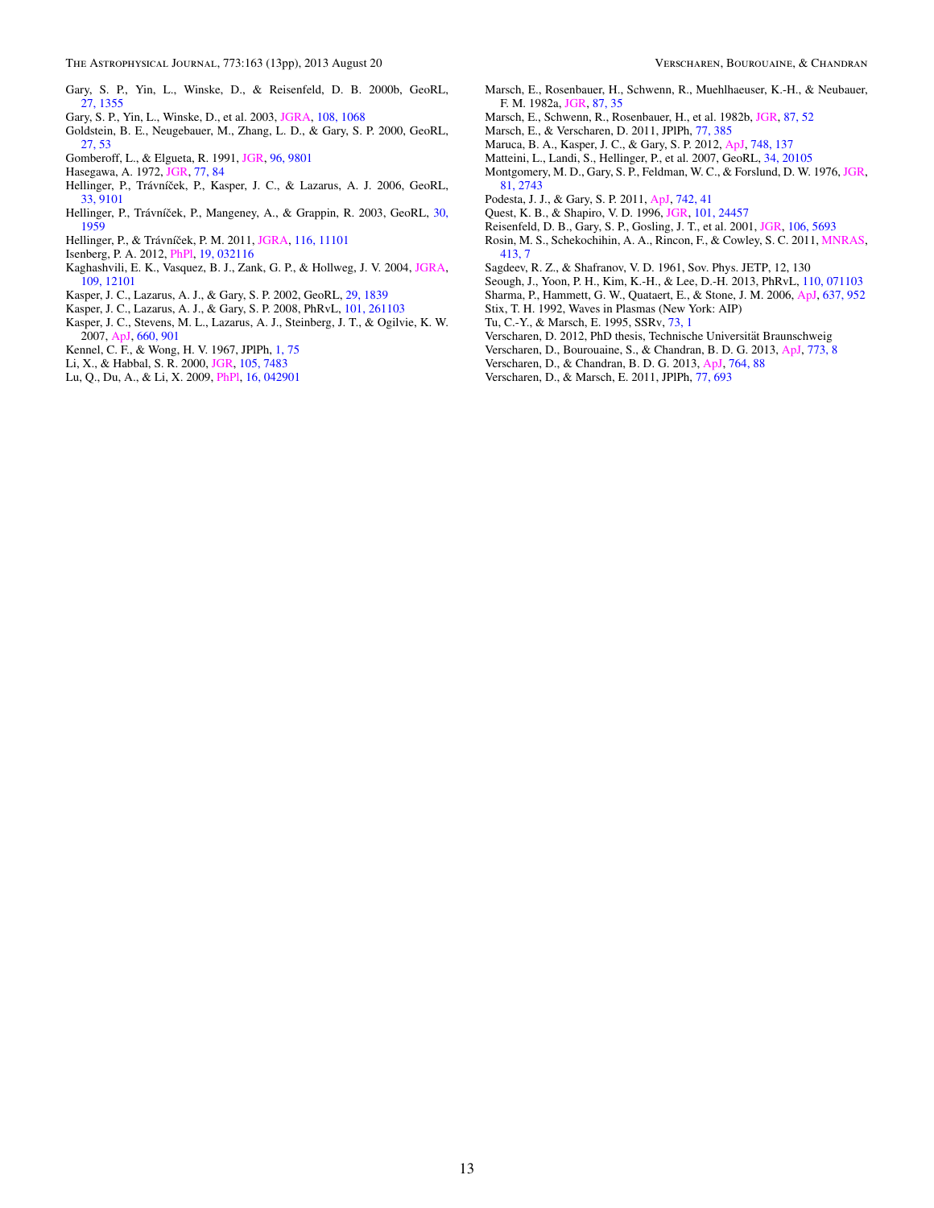Gary, S. P., Yin, L., Winske, D., & Reisenfeld, D. B. 2000b, GeoRL, 27, 1355

Gary, S. P., Yin, L., Winske, D., et al. 2003, JGRA, 108, 1068

Goldstein, B. E., Neugebauer, M., Zhang, L. D., & Gary, S. P. 2000, GeoRL, 27, 53

Gomberoff, L., & Elgueta, R. 1991, JGR, 96, 9801

Hasegawa, A. 1972, JGR, 77, 84

Hellinger, P., Trávníček, P., Kasper, J. C., & Lazarus, A. J. 2006, GeoRL, 33, 9101

Hellinger, P., Trávníček, P., Mangeney, A., & Grappin, R. 2003, GeoRL, 30, 1959

Hellinger, P., & Trávníček, P. M. 2011, JGRA, 116, 11101

Isenberg, P. A. 2012, PhPl, 19, 032116

Kaghashvili, E. K., Vasquez, B. J., Zank, G. P., & Hollweg, J. V. 2004, JGRA, 109, 12101

Kasper, J. C., Lazarus, A. J., & Gary, S. P. 2002, GeoRL, 29, 1839

Kasper, J. C., Lazarus, A. J., & Gary, S. P. 2008, PhRvL, 101, 261103

Kasper, J. C., Stevens, M. L., Lazarus, A. J., Steinberg, J. T., & Ogilvie, K. W. 2007, ApJ, 660, 901

Kennel, C. F., & Wong, H. V. 1967, JPlPh, 1, 75

Li, X., & Habbal, S. R. 2000, JGR, 105, 7483

Lu, Q., Du, A., & Li, X. 2009, PhPl, 16, 042901

Marsch, E., Rosenbauer, H., Schwenn, R., Muehlhaeuser, K.-H., & Neubauer, F. M. 1982a, JGR, 87, 35

Marsch, E., Schwenn, R., Rosenbauer, H., et al. 1982b, JGR, 87, 52

Marsch, E., & Verscharen, D. 2011, JPlPh, 77, 385

Maruca, B. A., Kasper, J. C., & Gary, S. P. 2012, ApJ, 748, 137

Matteini, L., Landi, S., Hellinger, P., et al. 2007, GeoRL, 34, 20105

Montgomery, M. D., Gary, S. P., Feldman, W. C., & Forslund, D. W. 1976, JGR, 81, 2743

Podesta, J. J., & Gary, S. P. 2011, ApJ, 742, 41

Quest, K. B., & Shapiro, V. D. 1996, JGR, 101, 24457

Reisenfeld, D. B., Gary, S. P., Gosling, J. T., et al. 2001, JGR, 106, 5693

Rosin, M. S., Schekochihin, A. A., Rincon, F., & Cowley, S. C. 2011, MNRAS, 413, 7

Sagdeev, R. Z., & Shafranov, V. D. 1961, Sov. Phys. JETP, 12, 130

Seough, J., Yoon, P. H., Kim, K.-H., & Lee, D.-H. 2013, PhRvL, 110, 071103

Sharma, P., Hammett, G. W., Quataert, E., & Stone, J. M. 2006, ApJ, 637, 952

Stix, T. H. 1992, Waves in Plasmas (New York: AIP)

Tu, C.-Y., & Marsch, E. 1995, SSRv, 73, 1

Verscharen, D. 2012, PhD thesis, Technische Universität Braunschweig

Verscharen, D., Bourouaine, S., & Chandran, B. D. G. 2013, ApJ, 773, 8

Verscharen, D., & Chandran, B. D. G. 2013, ApJ, 764, 88

Verscharen, D., & Marsch, E. 2011, JPlPh, 77, 693